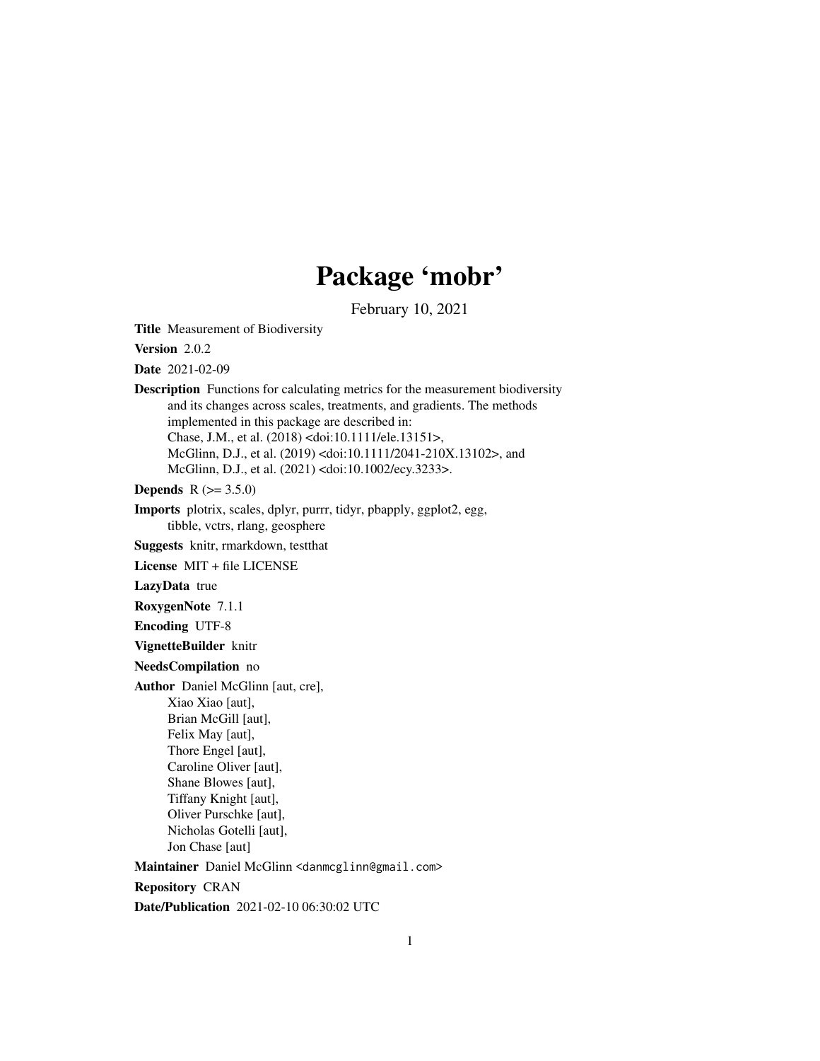# Package 'mobr'

February 10, 2021

**Title** Measurement of Biodiversity

**Version** 2.0.2

**Date** 2021-02-09

**Description** Functions for calculating metrics for the measurement biodiversity and its changes across scales, treatments, and gradients. The methods implemented in this package are described in:
Chase, J.M., et al. (2018) <doi:10.1111/ele.13151>,
McGlinn, D.J., et al. (2019) <doi:10.1111/2041-210X.13102>, and
McGlinn, D.J., et al. (2021) <doi:10.1002/ecy.3233>.

**Depends** R (>= 3.5.0)

**Imports** plotrix, scales, dplyr, purrr, tidyr, pbapply, ggplot2, egg, tibble, vctrs, rlang, geosphere

**Suggests** knitr, rmarkdown, testthat

**License** MIT + file LICENSE

**LazyData** true

**RoxygenNote** 7.1.1

**Encoding** UTF-8

**VignetteBuilder** knitr

**NeedsCompilation** no

**Author** Daniel McGlinn [aut, cre],
Xiao Xiao [aut],
Brian McGill [aut],
Felix May [aut],
Thore Engel [aut],
Caroline Oliver [aut],
Shane Blowes [aut],
Tiffany Knight [aut],
Oliver Purschke [aut],
Nicholas Gotelli [aut],
Jon Chase [aut]

**Maintainer** Daniel McGlinn <danmcglinn@gmail.com>

**Repository** CRAN

**Date/Publication** 2021-02-10 06:30:02 UTC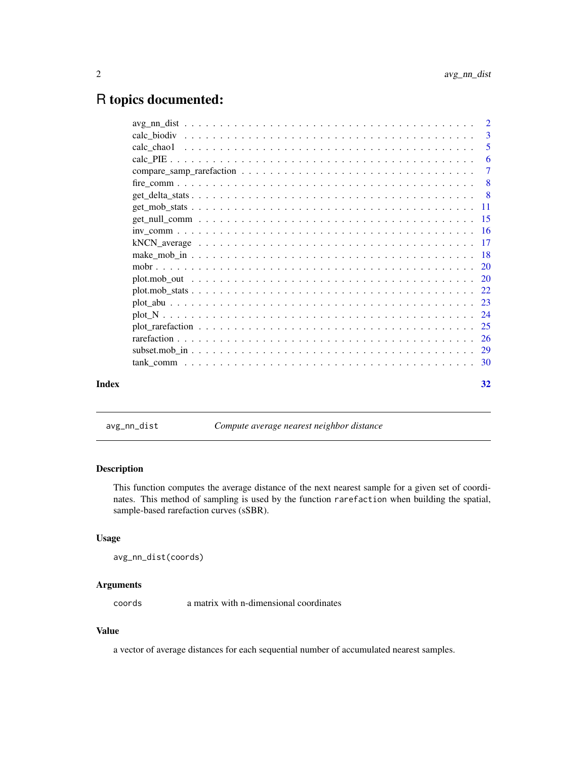# R topics documented:

| | |
|---|---|
| avg_nn_dist | 2 |
| calc_biodiv | 3 |
| calc_chao1 | 5 |
| calc_PIE | 6 |
| compare_samp_rarefaction | 7 |
| fire_comm | 8 |
| get_delta_stats | 8 |
| get_mob_stats | 11 |
| get_null_comm | 15 |
| inv_comm | 16 |
| kNCN_average | 17 |
| make_mob_in | 18 |
| mobr | 20 |
| plot.mob_out | 20 |
| plot.mob_stats | 22 |
| plot_abu | 23 |
| plot_N | 24 |
| plot_rarefaction | 25 |
| rarefaction | 26 |
| subset.mob_in | 29 |
| tank_comm | 30 |

**Index** 32

---

`avg_nn_dist` *Compute average nearest neighbor distance*

---

## Description

This function computes the average distance of the next nearest sample for a given set of coordinates. This method of sampling is used by the function `rarefaction` when building the spatial, sample-based rarefaction curves (sSBR).

## Usage

```
avg_nn_dist(coords)
```

## Arguments

| | |
|---|---|
| `coords` | a matrix with n-dimensional coordinates |

## Value

a vector of average distances for each sequential number of accumulated nearest samples.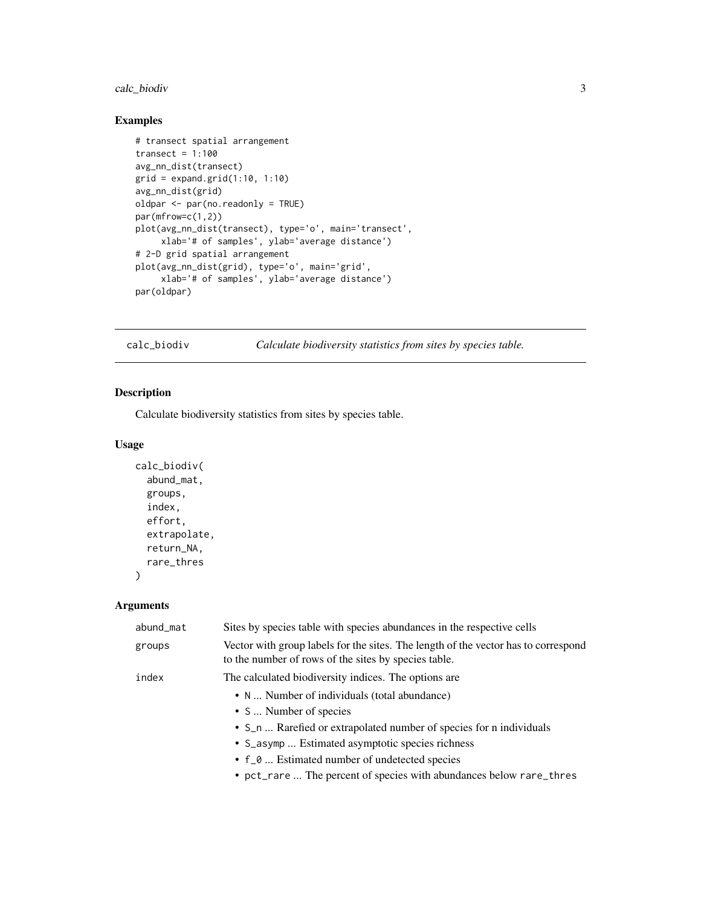## Examples

```
# transect spatial arrangement
transect = 1:100
avg_nn_dist(transect)
grid = expand.grid(1:10, 1:10)
avg_nn_dist(grid)
oldpar <- par(no.readonly = TRUE)
par(mfrow=c(1,2))
plot(avg_nn_dist(transect), type='o', main='transect',
     xlab='# of samples', ylab='average distance')
# 2-D grid spatial arrangement
plot(avg_nn_dist(grid), type='o', main='grid',
     xlab='# of samples', ylab='average distance')
par(oldpar)
```

---

# calc_biodiv — *Calculate biodiversity statistics from sites by species table.*

## Description

Calculate biodiversity statistics from sites by species table.

## Usage

```
calc_biodiv(
  abund_mat,
  groups,
  index,
  effort,
  extrapolate,
  return_NA,
  rare_thres
)
```

## Arguments

| | |
|---|---|
| abund_mat | Sites by species table with species abundances in the respective cells |
| groups | Vector with group labels for the sites. The length of the vector has to correspond to the number of rows of the sites by species table. |
| index | The calculated biodiversity indices. The options are<br>• N ... Number of individuals (total abundance)<br>• S ... Number of species<br>• S_n ... Rarefied or extrapolated number of species for n individuals<br>• S_asymp ... Estimated asymptotic species richness<br>• f_0 ... Estimated number of undetected species<br>• pct_rare ... The percent of species with abundances below rare_thres |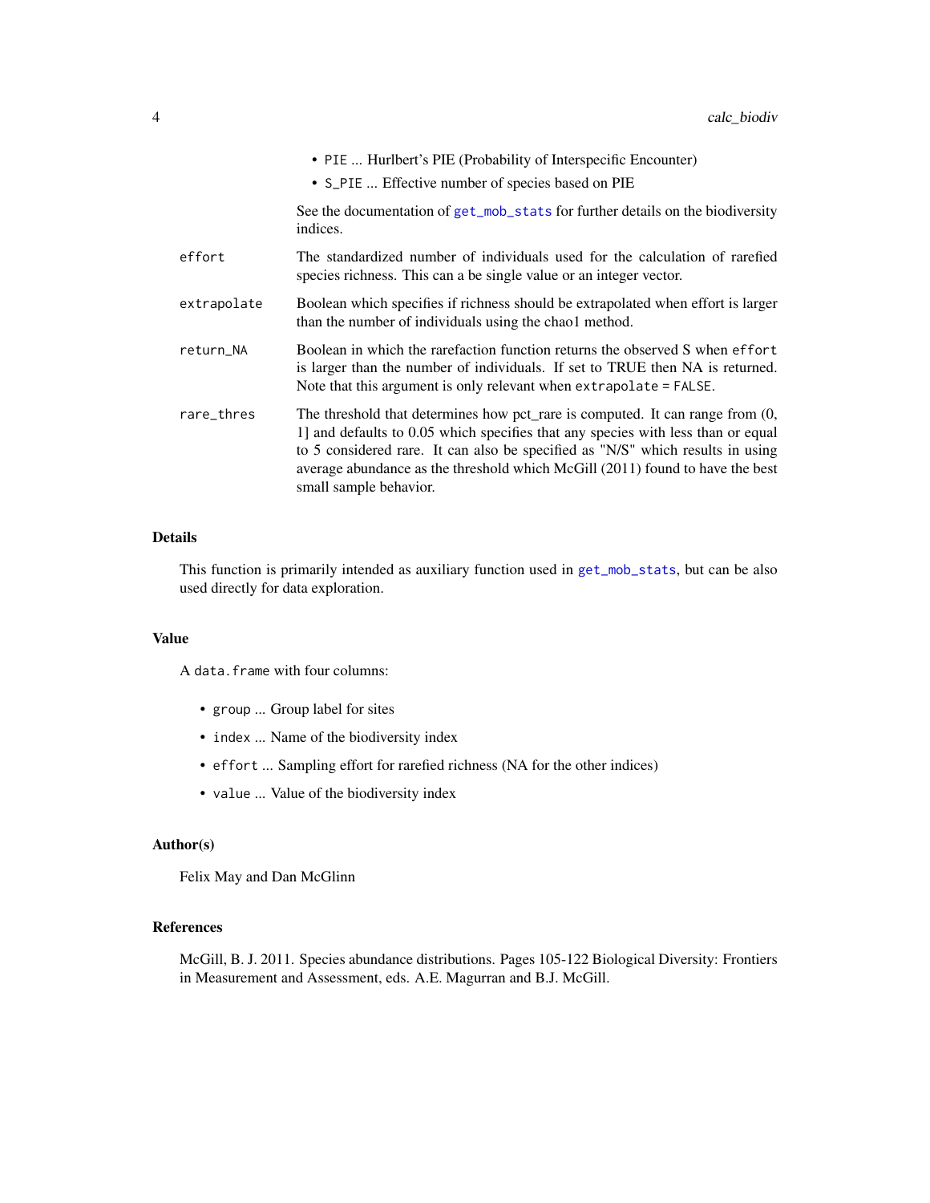- `PIE` ... Hurlbert's PIE (Probability of Interspecific Encounter)
- `S_PIE` ... Effective number of species based on PIE

See the documentation of `get_mob_stats` for further details on the biodiversity indices.

`effort` The standardized number of individuals used for the calculation of rarefied species richness. This can a be single value or an integer vector.

`extrapolate` Boolean which specifies if richness should be extrapolated when effort is larger than the number of individuals using the chao1 method.

`return_NA` Boolean in which the rarefaction function returns the observed S when `effort` is larger than the number of individuals. If set to TRUE then NA is returned. Note that this argument is only relevant when `extrapolate = FALSE`.

`rare_thres` The threshold that determines how pct_rare is computed. It can range from (0, 1] and defaults to 0.05 which specifies that any species with less than or equal to 5 considered rare. It can also be specified as "N/S" which results in using average abundance as the threshold which McGill (2011) found to have the best small sample behavior.

### Details

This function is primarily intended as auxiliary function used in `get_mob_stats`, but can be also used directly for data exploration.

### Value

A `data.frame` with four columns:

- `group` ... Group label for sites
- `index` ... Name of the biodiversity index
- `effort` ... Sampling effort for rarefied richness (NA for the other indices)
- `value` ... Value of the biodiversity index

### Author(s)

Felix May and Dan McGlinn

### References

McGill, B. J. 2011. Species abundance distributions. Pages 105-122 Biological Diversity: Frontiers in Measurement and Assessment, eds. A.E. Magurran and B.J. McGill.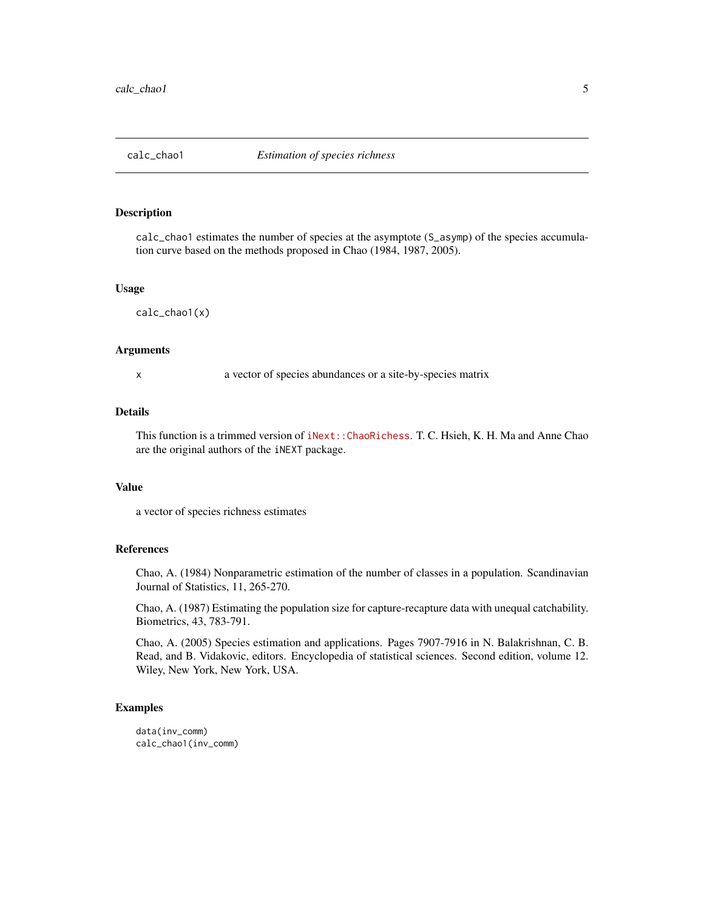## calc_chao1 — *Estimation of species richness*

### Description

`calc_chao1` estimates the number of species at the asymptote (`S_asymp`) of the species accumulation curve based on the methods proposed in Chao (1984, 1987, 2005).

### Usage

```
calc_chao1(x)
```

### Arguments

| | |
|---|---|
| x | a vector of species abundances or a site-by-species matrix |

### Details

This function is a trimmed version of `iNext::ChaoRichess`. T. C. Hsieh, K. H. Ma and Anne Chao are the original authors of the `iNEXT` package.

### Value

a vector of species richness estimates

### References

Chao, A. (1984) Nonparametric estimation of the number of classes in a population. Scandinavian Journal of Statistics, 11, 265-270.

Chao, A. (1987) Estimating the population size for capture-recapture data with unequal catchability. Biometrics, 43, 783-791.

Chao, A. (2005) Species estimation and applications. Pages 7907-7916 in N. Balakrishnan, C. B. Read, and B. Vidakovic, editors. Encyclopedia of statistical sciences. Second edition, volume 12. Wiley, New York, New York, USA.

### Examples

```
data(inv_comm)
calc_chao1(inv_comm)
```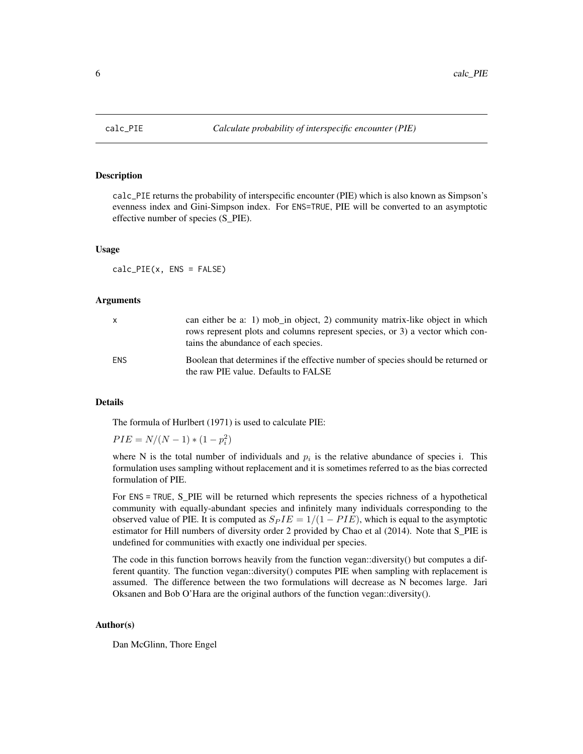# calc_PIE — *Calculate probability of interspecific encounter (PIE)*

## Description

calc_PIE returns the probability of interspecific encounter (PIE) which is also known as Simpson's evenness index and Gini-Simpson index. For ENS=TRUE, PIE will be converted to an asymptotic effective number of species (S_PIE).

## Usage

```
calc_PIE(x, ENS = FALSE)
```

## Arguments

| | |
|---|---|
| x | can either be a: 1) mob_in object, 2) community matrix-like object in which rows represent plots and columns represent species, or 3) a vector which contains the abundance of each species. |
| ENS | Boolean that determines if the effective number of species should be returned or the raw PIE value. Defaults to FALSE |

## Details

The formula of Hurlbert (1971) is used to calculate PIE:

$PIE = N/(N-1) * (1 - p_i^2)$

where N is the total number of individuals and $p_i$ is the relative abundance of species i. This formulation uses sampling without replacement and it is sometimes referred to as the bias corrected formulation of PIE.

For ENS = TRUE, S_PIE will be returned which represents the species richness of a hypothetical community with equally-abundant species and infinitely many individuals corresponding to the observed value of PIE. It is computed as $S_PIE = 1/(1 - PIE)$, which is equal to the asymptotic estimator for Hill numbers of diversity order 2 provided by Chao et al (2014). Note that S_PIE is undefined for communities with exactly one individual per species.

The code in this function borrows heavily from the function vegan::diversity() but computes a different quantity. The function vegan::diversity() computes PIE when sampling with replacement is assumed. The difference between the two formulations will decrease as N becomes large. Jari Oksanen and Bob O'Hara are the original authors of the function vegan::diversity().

## Author(s)

Dan McGlinn, Thore Engel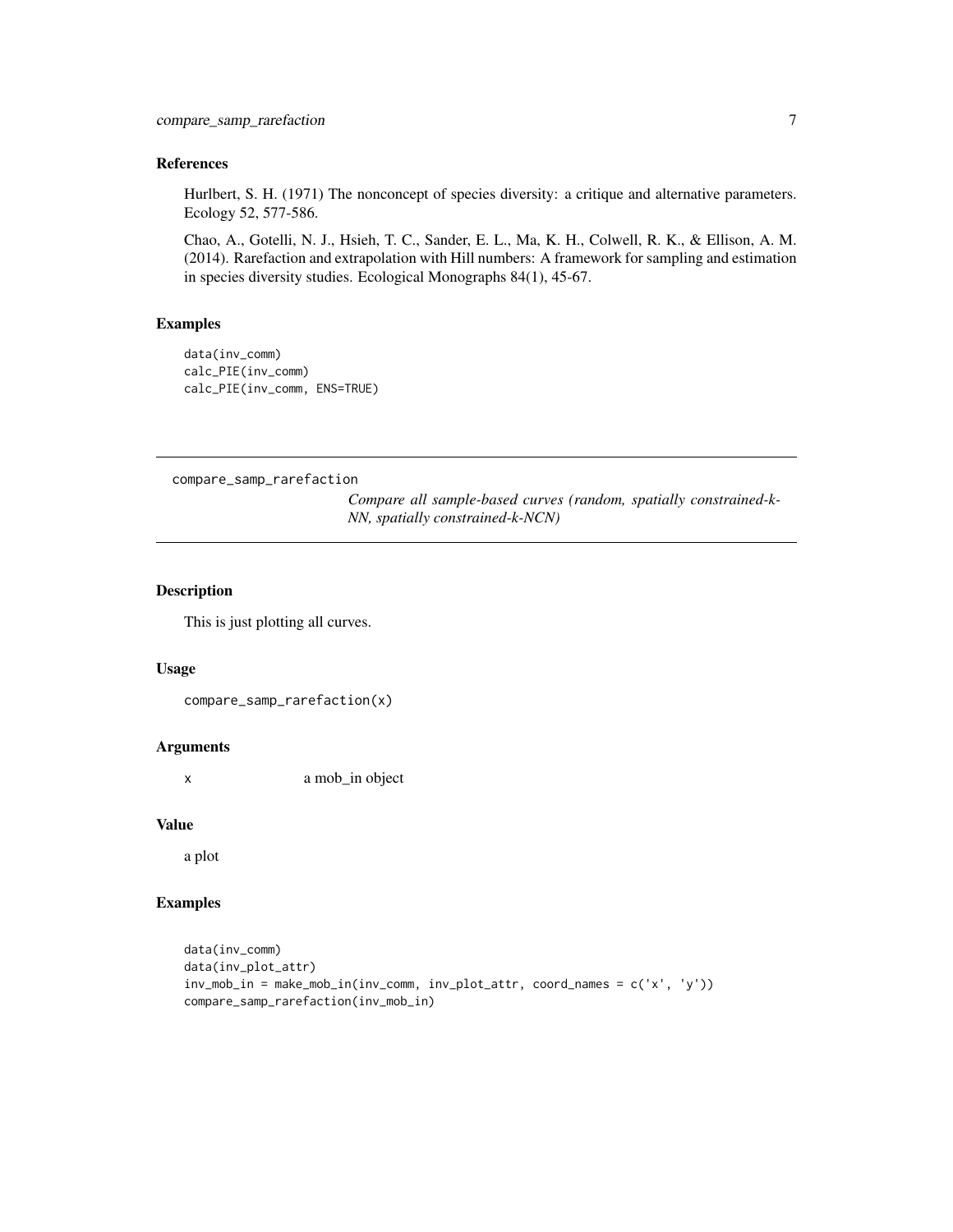### References

Hurlbert, S. H. (1971) The nonconcept of species diversity: a critique and alternative parameters. Ecology 52, 577-586.

Chao, A., Gotelli, N. J., Hsieh, T. C., Sander, E. L., Ma, K. H., Colwell, R. K., & Ellison, A. M. (2014). Rarefaction and extrapolation with Hill numbers: A framework for sampling and estimation in species diversity studies. Ecological Monographs 84(1), 45-67.

### Examples

```
data(inv_comm)
calc_PIE(inv_comm)
calc_PIE(inv_comm, ENS=TRUE)
```

---

## compare_samp_rarefaction

*Compare all sample-based curves (random, spatially constrained-k-NN, spatially constrained-k-NCN)*

---

### Description

This is just plotting all curves.

### Usage

```
compare_samp_rarefaction(x)
```

### Arguments

| | |
|---|---|
| x | a mob_in object |

### Value

a plot

### Examples

```
data(inv_comm)
data(inv_plot_attr)
inv_mob_in = make_mob_in(inv_comm, inv_plot_attr, coord_names = c('x', 'y'))
compare_samp_rarefaction(inv_mob_in)
```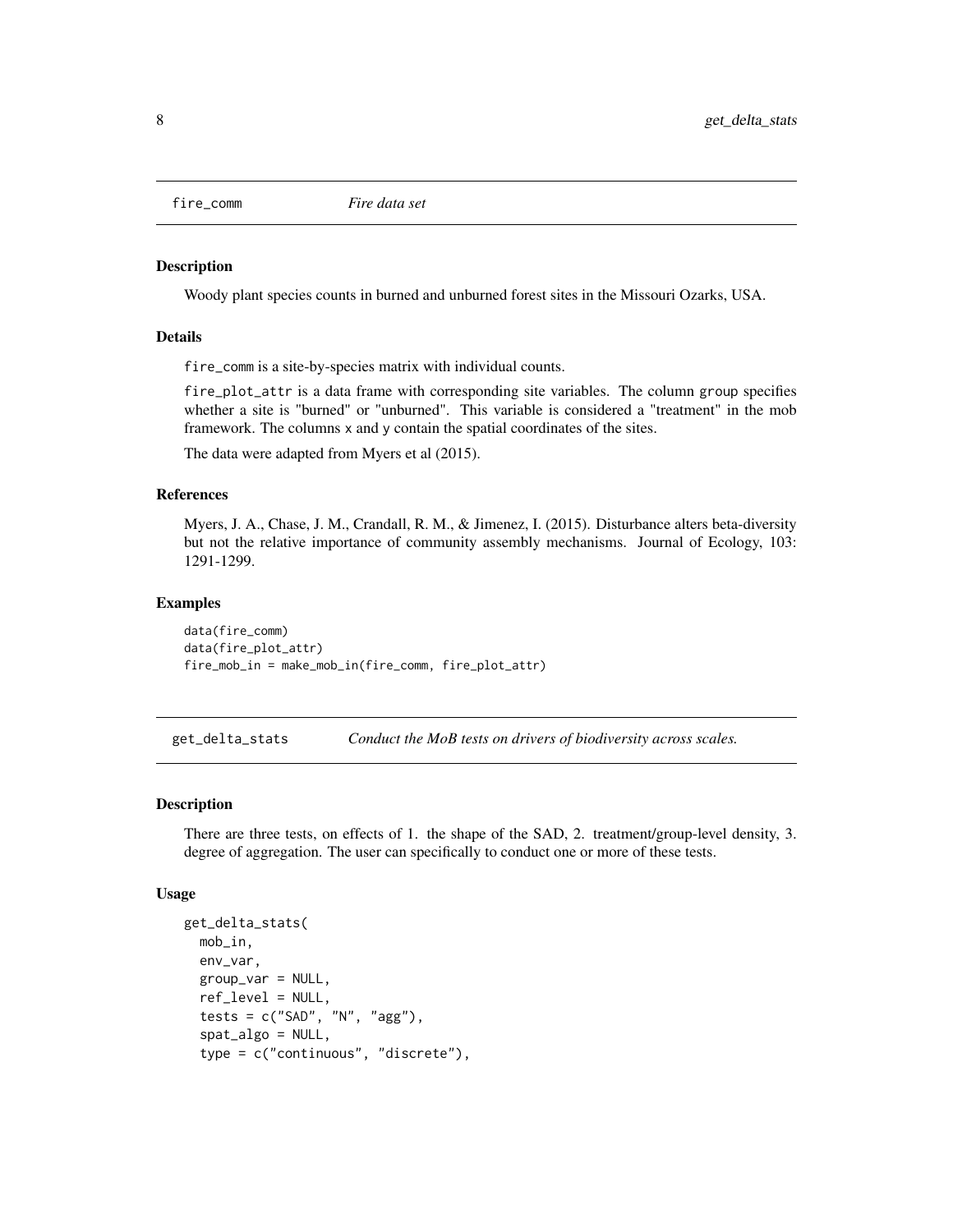## fire_comm *Fire data set*

### Description

Woody plant species counts in burned and unburned forest sites in the Missouri Ozarks, USA.

### Details

`fire_comm` is a site-by-species matrix with individual counts.

`fire_plot_attr` is a data frame with corresponding site variables. The column `group` specifies whether a site is "burned" or "unburned". This variable is considered a "treatment" in the mob framework. The columns `x` and `y` contain the spatial coordinates of the sites.

The data were adapted from Myers et al (2015).

### References

Myers, J. A., Chase, J. M., Crandall, R. M., & Jimenez, I. (2015). Disturbance alters beta-diversity but not the relative importance of community assembly mechanisms. Journal of Ecology, 103: 1291-1299.

### Examples

```
data(fire_comm)
data(fire_plot_attr)
fire_mob_in = make_mob_in(fire_comm, fire_plot_attr)
```

## get_delta_stats *Conduct the MoB tests on drivers of biodiversity across scales.*

### Description

There are three tests, on effects of 1. the shape of the SAD, 2. treatment/group-level density, 3. degree of aggregation. The user can specifically to conduct one or more of these tests.

### Usage

```
get_delta_stats(
  mob_in,
  env_var,
  group_var = NULL,
  ref_level = NULL,
  tests = c("SAD", "N", "agg"),
  spat_algo = NULL,
  type = c("continuous", "discrete"),
```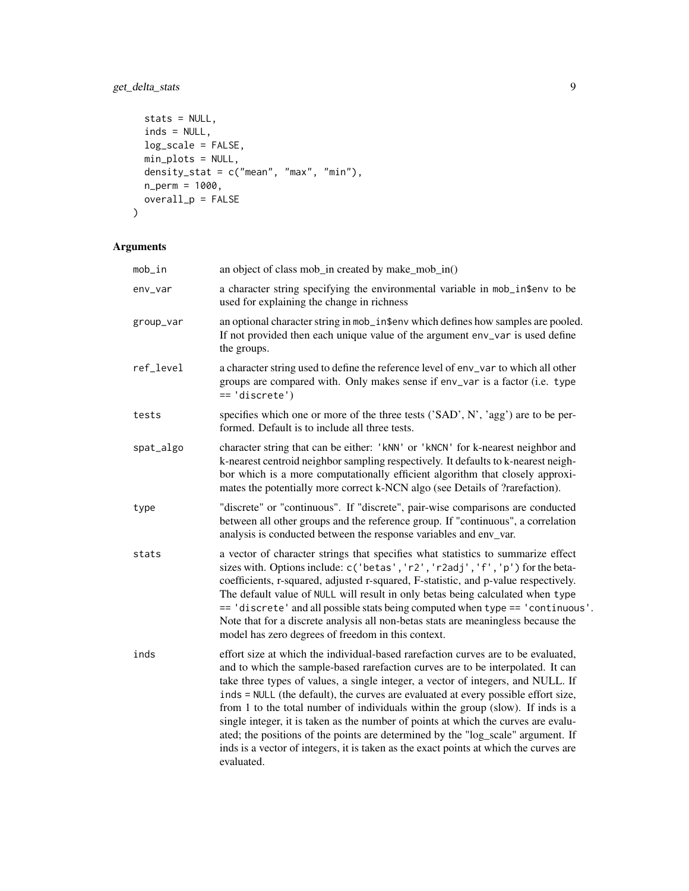```
  stats = NULL,
  inds = NULL,
  log_scale = FALSE,
  min_plots = NULL,
  density_stat = c("mean", "max", "min"),
  n_perm = 1000,
  overall_p = FALSE
)
```

## Arguments

| | |
|---|---|
| mob_in | an object of class mob_in created by make_mob_in() |
| env_var | a character string specifying the environmental variable in mob_in$env to be used for explaining the change in richness |
| group_var | an optional character string in mob_in$env which defines how samples are pooled. If not provided then each unique value of the argument env_var is used define the groups. |
| ref_level | a character string used to define the reference level of env_var to which all other groups are compared with. Only makes sense if env_var is a factor (i.e. type == 'discrete') |
| tests | specifies which one or more of the three tests ('SAD', N', 'agg') are to be performed. Default is to include all three tests. |
| spat_algo | character string that can be either: 'kNN' or 'kNCN' for k-nearest neighbor and k-nearest centroid neighbor sampling respectively. It defaults to k-nearest neighbor which is a more computationally efficient algorithm that closely approximates the potentially more correct k-NCN algo (see Details of ?rarefaction). |
| type | "discrete" or "continuous". If "discrete", pair-wise comparisons are conducted between all other groups and the reference group. If "continuous", a correlation analysis is conducted between the response variables and env_var. |
| stats | a vector of character strings that specifies what statistics to summarize effect sizes with. Options include: c('betas','r2','r2adj','f','p') for the beta-coefficients, r-squared, adjusted r-squared, F-statistic, and p-value respectively. The default value of NULL will result in only betas being calculated when type == 'discrete' and all possible stats being computed when type == 'continuous'. Note that for a discrete analysis all non-betas stats are meaningless because the model has zero degrees of freedom in this context. |
| inds | effort size at which the individual-based rarefaction curves are to be evaluated, and to which the sample-based rarefaction curves are to be interpolated. It can take three types of values, a single integer, a vector of integers, and NULL. If inds = NULL (the default), the curves are evaluated at every possible effort size, from 1 to the total number of individuals within the group (slow). If inds is a single integer, it is taken as the number of points at which the curves are evaluated; the positions of the points are determined by the "log_scale" argument. If inds is a vector of integers, it is taken as the exact points at which the curves are evaluated. |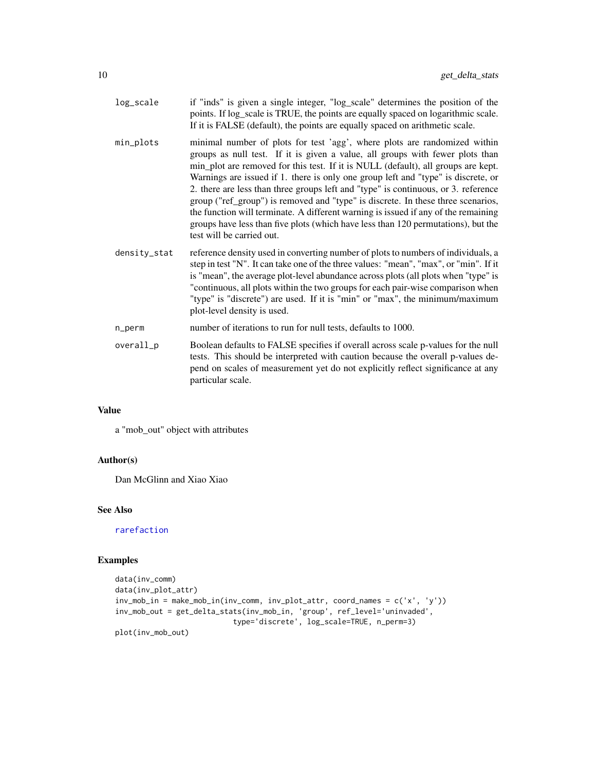| | |
|---|---|
| log_scale | if "inds" is given a single integer, "log_scale" determines the position of the points. If log_scale is TRUE, the points are equally spaced on logarithmic scale. If it is FALSE (default), the points are equally spaced on arithmetic scale. |
| min_plots | minimal number of plots for test 'agg', where plots are randomized within groups as null test. If it is given a value, all groups with fewer plots than min_plot are removed for this test. If it is NULL (default), all groups are kept. Warnings are issued if 1. there is only one group left and "type" is discrete, or 2. there are less than three groups left and "type" is continuous, or 3. reference group ("ref_group") is removed and "type" is discrete. In these three scenarios, the function will terminate. A different warning is issued if any of the remaining groups have less than five plots (which have less than 120 permutations), but the test will be carried out. |
| density_stat | reference density used in converting number of plots to numbers of individuals, a step in test "N". It can take one of the three values: "mean", "max", or "min". If it is "mean", the average plot-level abundance across plots (all plots when "type" is "continuous, all plots within the two groups for each pair-wise comparison when "type" is "discrete") are used. If it is "min" or "max", the minimum/maximum plot-level density is used. |
| n_perm | number of iterations to run for null tests, defaults to 1000. |
| overall_p | Boolean defaults to FALSE specifies if overall across scale p-values for the null tests. This should be interpreted with caution because the overall p-values depend on scales of measurement yet do not explicitly reflect significance at any particular scale. |

## Value

a "mob_out" object with attributes

## Author(s)

Dan McGlinn and Xiao Xiao

## See Also

rarefaction

## Examples

```
data(inv_comm)
data(inv_plot_attr)
inv_mob_in = make_mob_in(inv_comm, inv_plot_attr, coord_names = c('x', 'y'))
inv_mob_out = get_delta_stats(inv_mob_in, 'group', ref_level='uninvaded',
                           type='discrete', log_scale=TRUE, n_perm=3)
plot(inv_mob_out)
```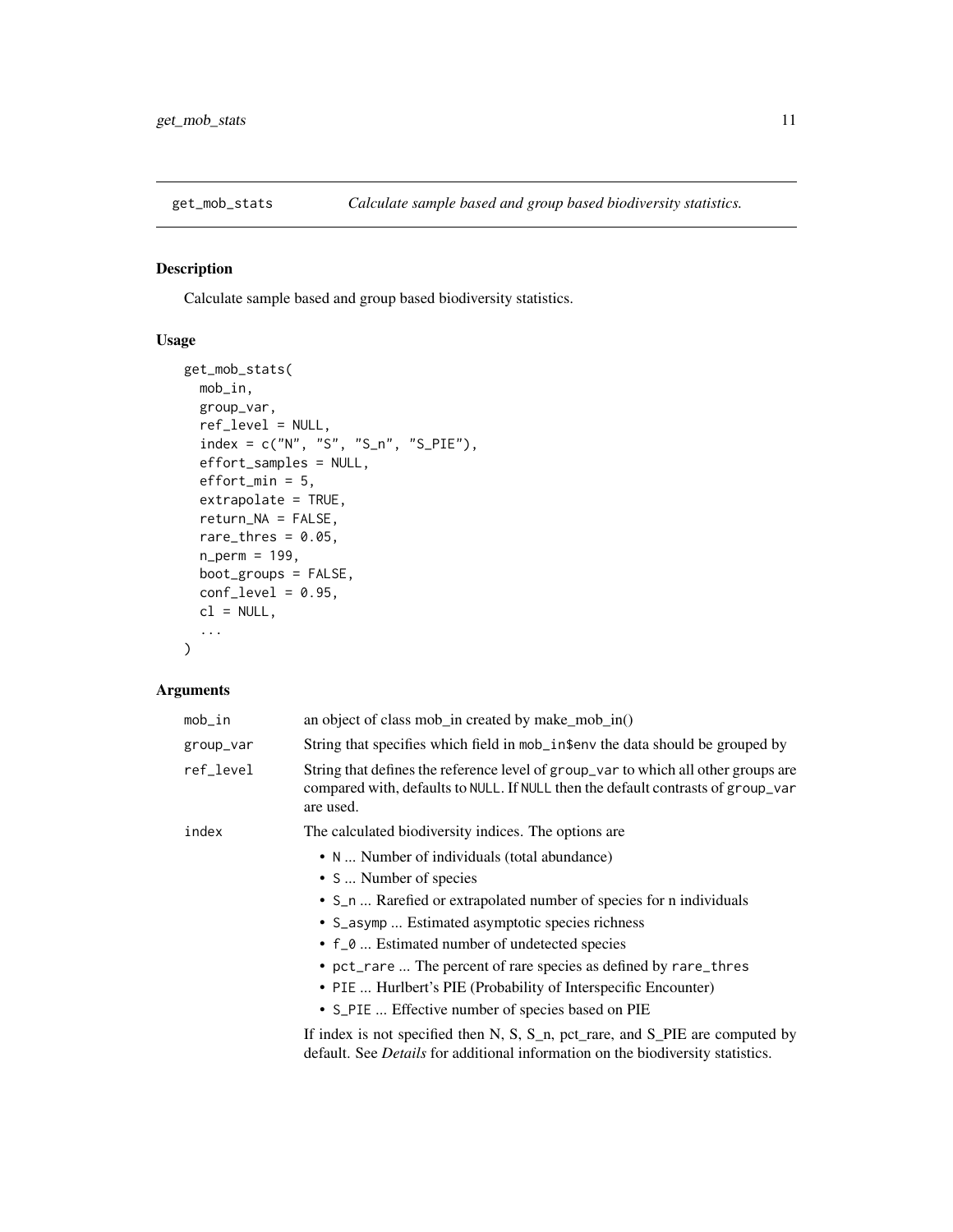get_mob_stats — *Calculate sample based and group based biodiversity statistics.*

## Description

Calculate sample based and group based biodiversity statistics.

## Usage

```
get_mob_stats(
  mob_in,
  group_var,
  ref_level = NULL,
  index = c("N", "S", "S_n", "S_PIE"),
  effort_samples = NULL,
  effort_min = 5,
  extrapolate = TRUE,
  return_NA = FALSE,
  rare_thres = 0.05,
  n_perm = 199,
  boot_groups = FALSE,
  conf_level = 0.95,
  cl = NULL,
  ...
)
```

## Arguments

| | |
|---|---|
| mob_in | an object of class mob_in created by make_mob_in() |
| group_var | String that specifies which field in mob_in$env the data should be grouped by |
| ref_level | String that defines the reference level of group_var to which all other groups are compared with, defaults to NULL. If NULL then the default contrasts of group_var are used. |
| index | The calculated biodiversity indices. The options are<br>• N ... Number of individuals (total abundance)<br>• S ... Number of species<br>• S_n ... Rarefied or extrapolated number of species for n individuals<br>• S_asymp ... Estimated asymptotic species richness<br>• f_0 ... Estimated number of undetected species<br>• pct_rare ... The percent of rare species as defined by rare_thres<br>• PIE ... Hurlbert's PIE (Probability of Interspecific Encounter)<br>• S_PIE ... Effective number of species based on PIE<br><br>If index is not specified then N, S, S_n, pct_rare, and S_PIE are computed by default. See *Details* for additional information on the biodiversity statistics. |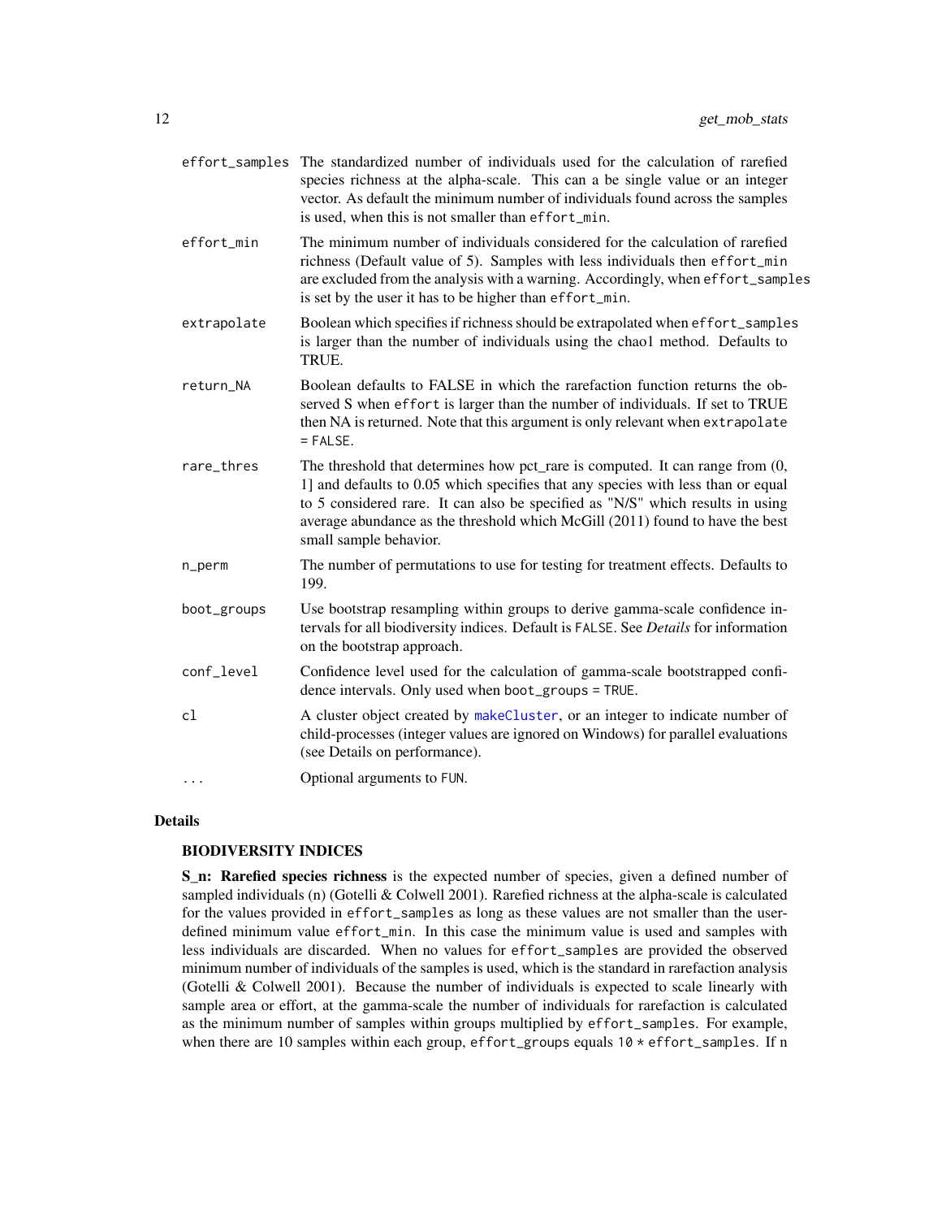| | |
|---|---|
| `effort_samples` | The standardized number of individuals used for the calculation of rarefied species richness at the alpha-scale. This can a be single value or an integer vector. As default the minimum number of individuals found across the samples is used, when this is not smaller than `effort_min`. |
| `effort_min` | The minimum number of individuals considered for the calculation of rarefied richness (Default value of 5). Samples with less individuals then `effort_min` are excluded from the analysis with a warning. Accordingly, when `effort_samples` is set by the user it has to be higher than `effort_min`. |
| `extrapolate` | Boolean which specifies if richness should be extrapolated when `effort_samples` is larger than the number of individuals using the chao1 method. Defaults to TRUE. |
| `return_NA` | Boolean defaults to FALSE in which the rarefaction function returns the observed S when `effort` is larger than the number of individuals. If set to TRUE then NA is returned. Note that this argument is only relevant when `extrapolate = FALSE`. |
| `rare_thres` | The threshold that determines how pct_rare is computed. It can range from (0, 1] and defaults to 0.05 which specifies that any species with less than or equal to 5 considered rare. It can also be specified as "N/S" which results in using average abundance as the threshold which McGill (2011) found to have the best small sample behavior. |
| `n_perm` | The number of permutations to use for testing for treatment effects. Defaults to 199. |
| `boot_groups` | Use bootstrap resampling within groups to derive gamma-scale confidence intervals for all biodiversity indices. Default is `FALSE`. See *Details* for information on the bootstrap approach. |
| `conf_level` | Confidence level used for the calculation of gamma-scale bootstrapped confidence intervals. Only used when `boot_groups = TRUE`. |
| `cl` | A cluster object created by makeCluster, or an integer to indicate number of child-processes (integer values are ignored on Windows) for parallel evaluations (see Details on performance). |
| `...` | Optional arguments to `FUN`. |

## Details

### BIODIVERSITY INDICES

**S_n: Rarefied species richness** is the expected number of species, given a defined number of sampled individuals (n) (Gotelli & Colwell 2001). Rarefied richness at the alpha-scale is calculated for the values provided in `effort_samples` as long as these values are not smaller than the user-defined minimum value `effort_min`. In this case the minimum value is used and samples with less individuals are discarded. When no values for `effort_samples` are provided the observed minimum number of individuals of the samples is used, which is the standard in rarefaction analysis (Gotelli & Colwell 2001). Because the number of individuals is expected to scale linearly with sample area or effort, at the gamma-scale the number of individuals for rarefaction is calculated as the minimum number of samples within groups multiplied by `effort_samples`. For example, when there are 10 samples within each group, `effort_groups` equals `10 * effort_samples`. If n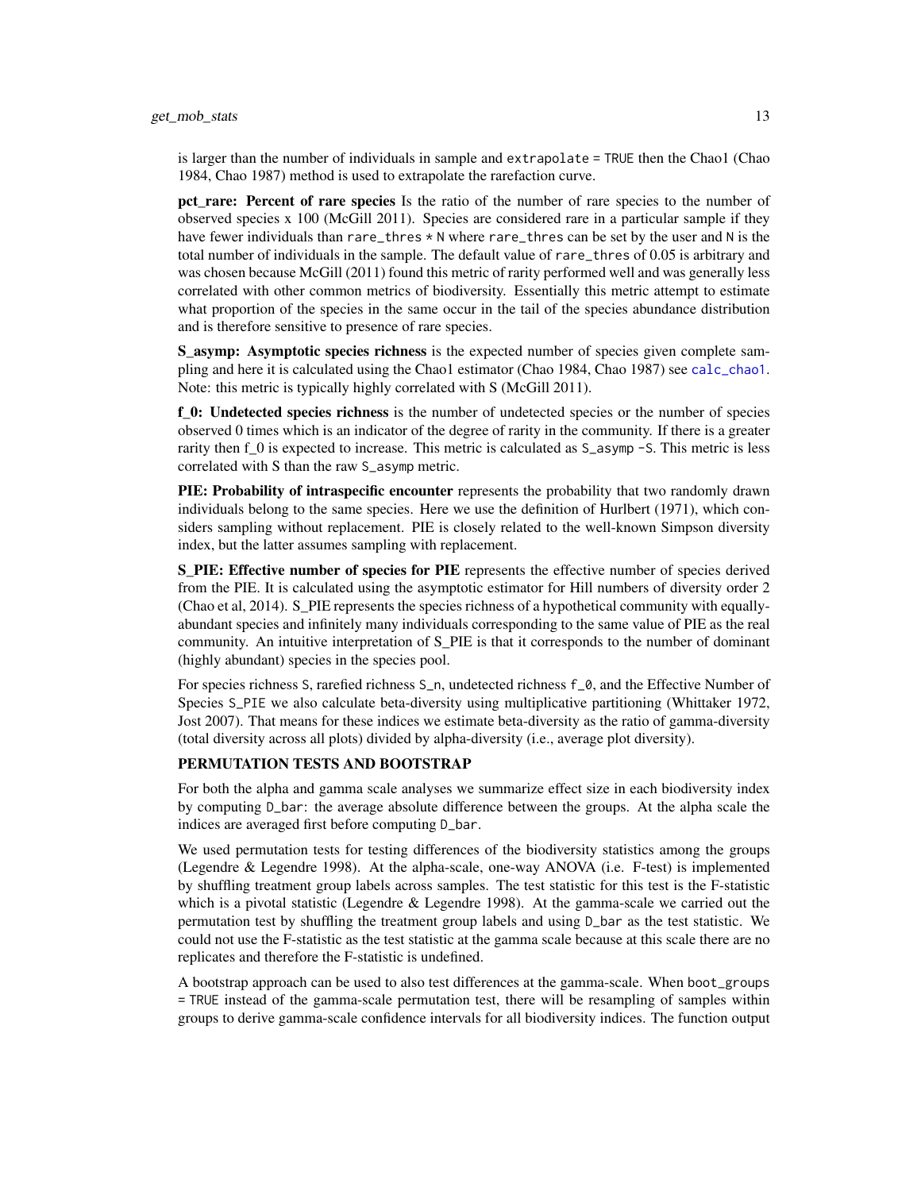is larger than the number of individuals in sample and `extrapolate = TRUE` then the Chao1 (Chao 1984, Chao 1987) method is used to extrapolate the rarefaction curve.

**pct_rare: Percent of rare species** Is the ratio of the number of rare species to the number of observed species x 100 (McGill 2011). Species are considered rare in a particular sample if they have fewer individuals than `rare_thres * N` where `rare_thres` can be set by the user and `N` is the total number of individuals in the sample. The default value of `rare_thres` of 0.05 is arbitrary and was chosen because McGill (2011) found this metric of rarity performed well and was generally less correlated with other common metrics of biodiversity. Essentially this metric attempt to estimate what proportion of the species in the same occur in the tail of the species abundance distribution and is therefore sensitive to presence of rare species.

**S_asymp: Asymptotic species richness** is the expected number of species given complete sampling and here it is calculated using the Chao1 estimator (Chao 1984, Chao 1987) see `calc_chao1`. Note: this metric is typically highly correlated with S (McGill 2011).

**f_0: Undetected species richness** is the number of undetected species or the number of species observed 0 times which is an indicator of the degree of rarity in the community. If there is a greater rarity then f_0 is expected to increase. This metric is calculated as `S_asymp - S`. This metric is less correlated with S than the raw `S_asymp` metric.

**PIE: Probability of intraspecific encounter** represents the probability that two randomly drawn individuals belong to the same species. Here we use the definition of Hurlbert (1971), which considers sampling without replacement. PIE is closely related to the well-known Simpson diversity index, but the latter assumes sampling with replacement.

**S_PIE: Effective number of species for PIE** represents the effective number of species derived from the PIE. It is calculated using the asymptotic estimator for Hill numbers of diversity order 2 (Chao et al, 2014). S_PIE represents the species richness of a hypothetical community with equally-abundant species and infinitely many individuals corresponding to the same value of PIE as the real community. An intuitive interpretation of S_PIE is that it corresponds to the number of dominant (highly abundant) species in the species pool.

For species richness `S`, rarefied richness `S_n`, undetected richness `f_0`, and the Effective Number of Species `S_PIE` we also calculate beta-diversity using multiplicative partitioning (Whittaker 1972, Jost 2007). That means for these indices we estimate beta-diversity as the ratio of gamma-diversity (total diversity across all plots) divided by alpha-diversity (i.e., average plot diversity).

**PERMUTATION TESTS AND BOOTSTRAP**

For both the alpha and gamma scale analyses we summarize effect size in each biodiversity index by computing `D_bar`: the average absolute difference between the groups. At the alpha scale the indices are averaged first before computing `D_bar`.

We used permutation tests for testing differences of the biodiversity statistics among the groups (Legendre & Legendre 1998). At the alpha-scale, one-way ANOVA (i.e. F-test) is implemented by shuffling treatment group labels across samples. The test statistic for this test is the F-statistic which is a pivotal statistic (Legendre & Legendre 1998). At the gamma-scale we carried out the permutation test by shuffling the treatment group labels and using `D_bar` as the test statistic. We could not use the F-statistic as the test statistic at the gamma scale because at this scale there are no replicates and therefore the F-statistic is undefined.

A bootstrap approach can be used to also test differences at the gamma-scale. When `boot_groups = TRUE` instead of the gamma-scale permutation test, there will be resampling of samples within groups to derive gamma-scale confidence intervals for all biodiversity indices. The function output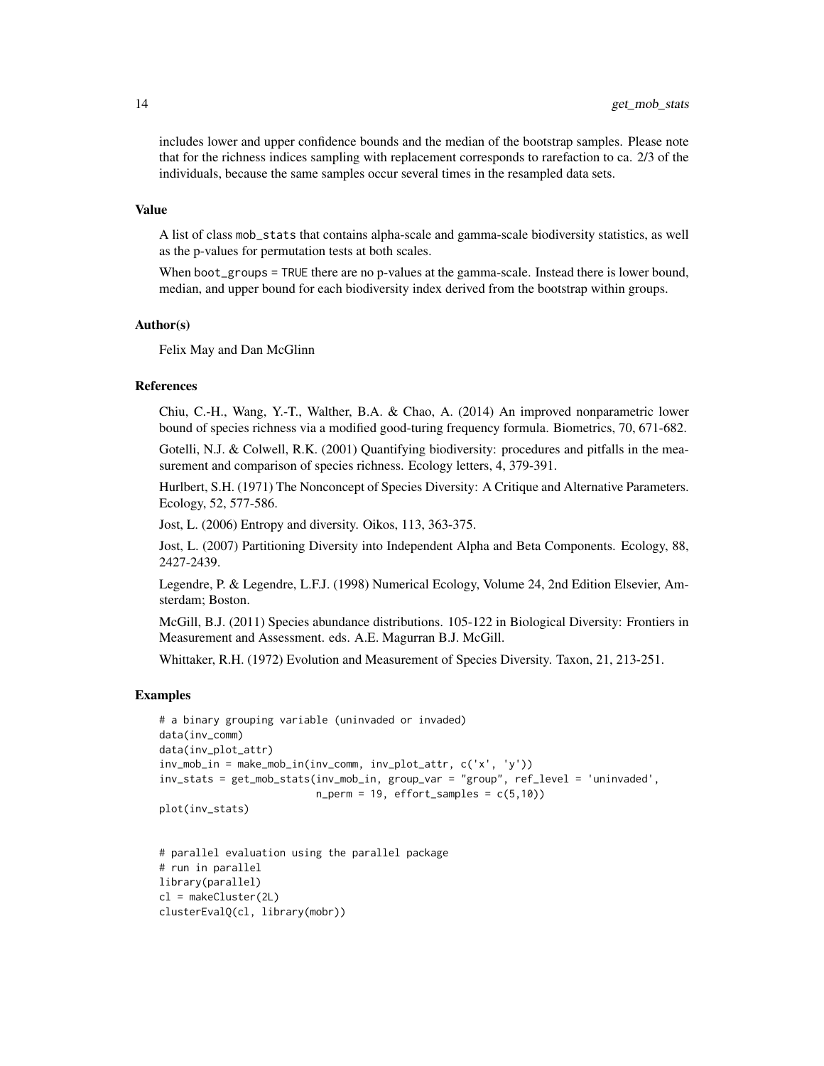includes lower and upper confidence bounds and the median of the bootstrap samples. Please note that for the richness indices sampling with replacement corresponds to rarefaction to ca. 2/3 of the individuals, because the same samples occur several times in the resampled data sets.

## Value

A list of class `mob_stats` that contains alpha-scale and gamma-scale biodiversity statistics, as well as the p-values for permutation tests at both scales.

When `boot_groups = TRUE` there are no p-values at the gamma-scale. Instead there is lower bound, median, and upper bound for each biodiversity index derived from the bootstrap within groups.

## Author(s)

Felix May and Dan McGlinn

## References

Chiu, C.-H., Wang, Y.-T., Walther, B.A. & Chao, A. (2014) An improved nonparametric lower bound of species richness via a modified good-turing frequency formula. Biometrics, 70, 671-682.

Gotelli, N.J. & Colwell, R.K. (2001) Quantifying biodiversity: procedures and pitfalls in the measurement and comparison of species richness. Ecology letters, 4, 379-391.

Hurlbert, S.H. (1971) The Nonconcept of Species Diversity: A Critique and Alternative Parameters. Ecology, 52, 577-586.

Jost, L. (2006) Entropy and diversity. Oikos, 113, 363-375.

Jost, L. (2007) Partitioning Diversity into Independent Alpha and Beta Components. Ecology, 88, 2427-2439.

Legendre, P. & Legendre, L.F.J. (1998) Numerical Ecology, Volume 24, 2nd Edition Elsevier, Amsterdam; Boston.

McGill, B.J. (2011) Species abundance distributions. 105-122 in Biological Diversity: Frontiers in Measurement and Assessment. eds. A.E. Magurran B.J. McGill.

Whittaker, R.H. (1972) Evolution and Measurement of Species Diversity. Taxon, 21, 213-251.

## Examples

```
# a binary grouping variable (uninvaded or invaded)
data(inv_comm)
data(inv_plot_attr)
inv_mob_in = make_mob_in(inv_comm, inv_plot_attr, c('x', 'y'))
inv_stats = get_mob_stats(inv_mob_in, group_var = "group", ref_level = 'uninvaded',
                          n_perm = 19, effort_samples = c(5,10))
plot(inv_stats)


# parallel evaluation using the parallel package
# run in parallel
library(parallel)
cl = makeCluster(2L)
clusterEvalQ(cl, library(mobr))
```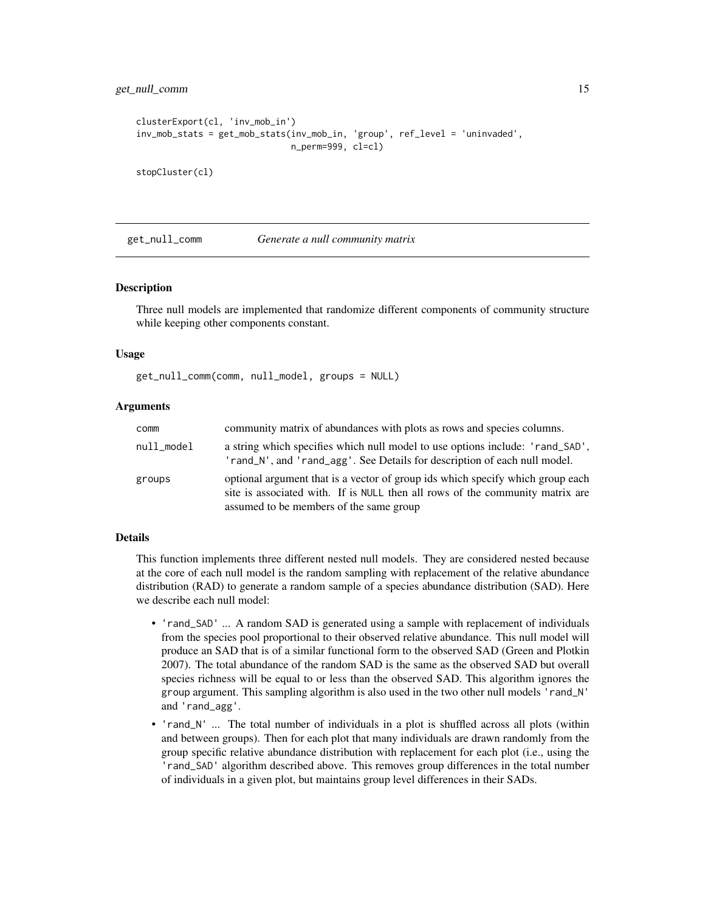```
clusterExport(cl, 'inv_mob_in')
inv_mob_stats = get_mob_stats(inv_mob_in, 'group', ref_level = 'uninvaded',
                              n_perm=999, cl=cl)

stopCluster(cl)
```

## get_null_comm — *Generate a null community matrix*

### Description

Three null models are implemented that randomize different components of community structure while keeping other components constant.

### Usage

```
get_null_comm(comm, null_model, groups = NULL)
```

### Arguments

| | |
|---|---|
| `comm` | community matrix of abundances with plots as rows and species columns. |
| `null_model` | a string which specifies which null model to use options include: `'rand_SAD'`, `'rand_N'`, and `'rand_agg'`. See Details for description of each null model. |
| `groups` | optional argument that is a vector of group ids which specify which group each site is associated with. If is `NULL` then all rows of the community matrix are assumed to be members of the same group |

### Details

This function implements three different nested null models. They are considered nested because at the core of each null model is the random sampling with replacement of the relative abundance distribution (RAD) to generate a random sample of a species abundance distribution (SAD). Here we describe each null model:

- `'rand_SAD'` ... A random SAD is generated using a sample with replacement of individuals from the species pool proportional to their observed relative abundance. This null model will produce an SAD that is of a similar functional form to the observed SAD (Green and Plotkin 2007). The total abundance of the random SAD is the same as the observed SAD but overall species richness will be equal to or less than the observed SAD. This algorithm ignores the `group` argument. This sampling algorithm is also used in the two other null models `'rand_N'` and `'rand_agg'`.
- `'rand_N'` ... The total number of individuals in a plot is shuffled across all plots (within and between groups). Then for each plot that many individuals are drawn randomly from the group specific relative abundance distribution with replacement for each plot (i.e., using the `'rand_SAD'` algorithm described above. This removes group differences in the total number of individuals in a given plot, but maintains group level differences in their SADs.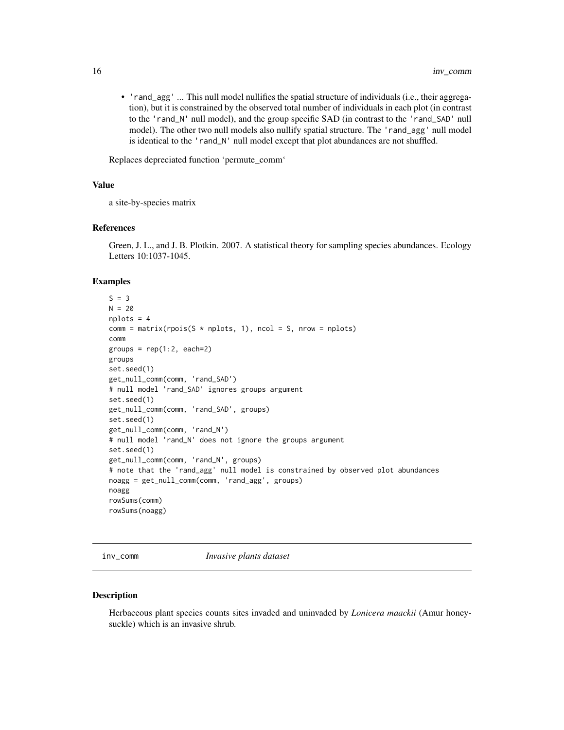- 'rand_agg' ... This null model nullifies the spatial structure of individuals (i.e., their aggregation), but it is constrained by the observed total number of individuals in each plot (in contrast to the 'rand_N' null model), and the group specific SAD (in contrast to the 'rand_SAD' null model). The other two null models also nullify spatial structure. The 'rand_agg' null model is identical to the 'rand_N' null model except that plot abundances are not shuffled.

Replaces depreciated function 'permute_comm'

### Value

a site-by-species matrix

### References

Green, J. L., and J. B. Plotkin. 2007. A statistical theory for sampling species abundances. Ecology Letters 10:1037-1045.

### Examples

```
S = 3
N = 20
nplots = 4
comm = matrix(rpois(S * nplots, 1), ncol = S, nrow = nplots)
comm
groups = rep(1:2, each=2)
groups
set.seed(1)
get_null_comm(comm, 'rand_SAD')
# null model 'rand_SAD' ignores groups argument
set.seed(1)
get_null_comm(comm, 'rand_SAD', groups)
set.seed(1)
get_null_comm(comm, 'rand_N')
# null model 'rand_N' does not ignore the groups argument
set.seed(1)
get_null_comm(comm, 'rand_N', groups)
# note that the 'rand_agg' null model is constrained by observed plot abundances
noagg = get_null_comm(comm, 'rand_agg', groups)
noagg
rowSums(comm)
rowSums(noagg)
```

---

## inv_comm *Invasive plants dataset*

### Description

Herbaceous plant species counts sites invaded and uninvaded by *Lonicera maackii* (Amur honeysuckle) which is an invasive shrub.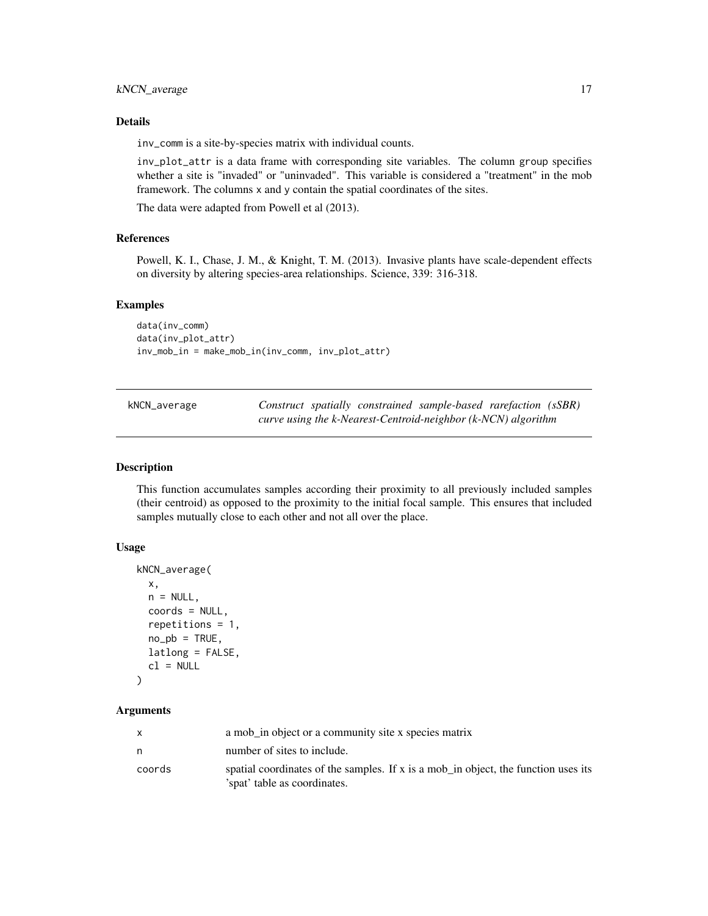### Details

inv_comm is a site-by-species matrix with individual counts.

inv_plot_attr is a data frame with corresponding site variables. The column group specifies whether a site is "invaded" or "uninvaded". This variable is considered a "treatment" in the mob framework. The columns x and y contain the spatial coordinates of the sites.

The data were adapted from Powell et al (2013).

### References

Powell, K. I., Chase, J. M., & Knight, T. M. (2013). Invasive plants have scale-dependent effects on diversity by altering species-area relationships. Science, 339: 316-318.

### Examples

```
data(inv_comm)
data(inv_plot_attr)
inv_mob_in = make_mob_in(inv_comm, inv_plot_attr)
```

---

## kNCN_average *Construct spatially constrained sample-based rarefaction (sSBR) curve using the k-Nearest-Centroid-neighbor (k-NCN) algorithm*

---

### Description

This function accumulates samples according their proximity to all previously included samples (their centroid) as opposed to the proximity to the initial focal sample. This ensures that included samples mutually close to each other and not all over the place.

### Usage

```
kNCN_average(
  x,
  n = NULL,
  coords = NULL,
  repetitions = 1,
  no_pb = TRUE,
  latlong = FALSE,
  cl = NULL
)
```

### Arguments

| | |
|---|---|
| x | a mob_in object or a community site x species matrix |
| n | number of sites to include. |
| coords | spatial coordinates of the samples. If x is a mob_in object, the function uses its 'spat' table as coordinates. |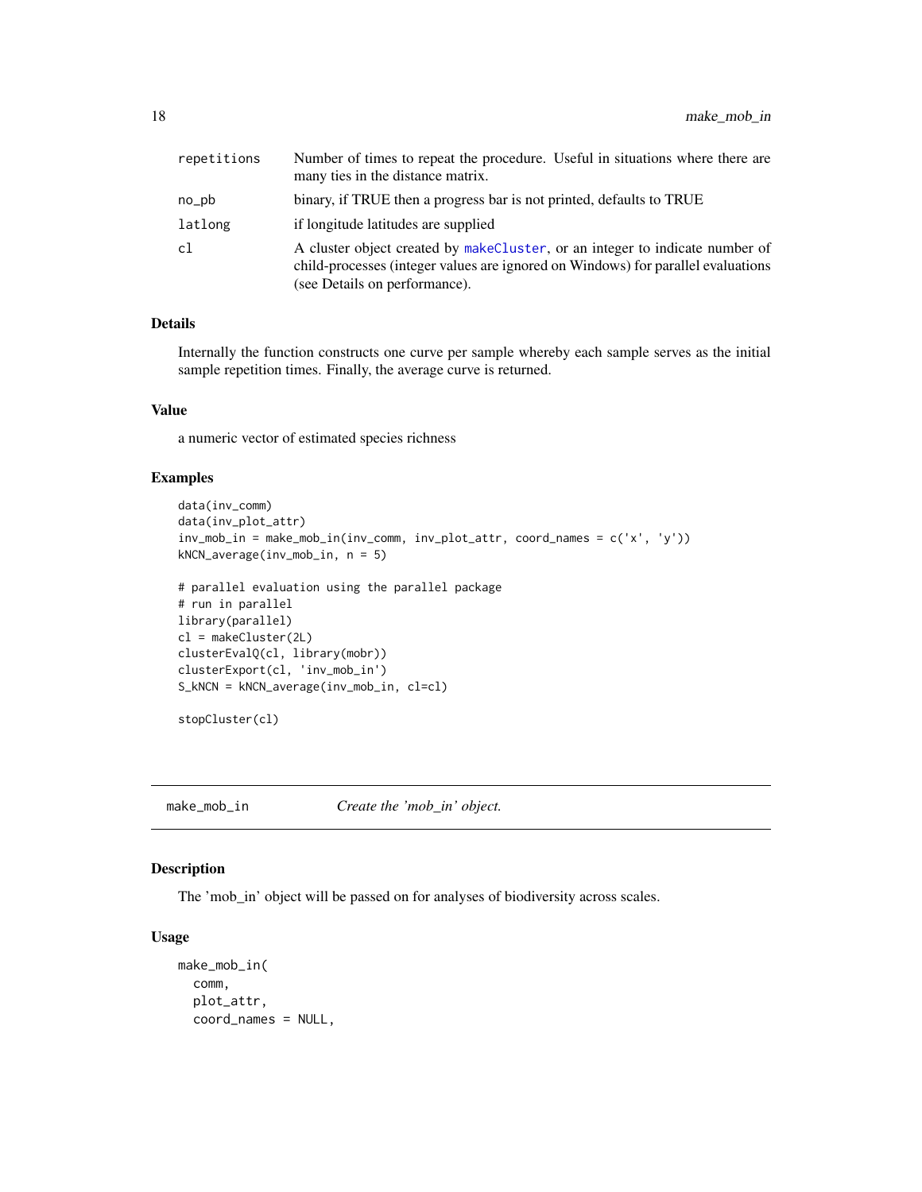| | |
|---|---|
| repetitions | Number of times to repeat the procedure. Useful in situations where there are many ties in the distance matrix. |
| no_pb | binary, if TRUE then a progress bar is not printed, defaults to TRUE |
| latlong | if longitude latitudes are supplied |
| cl | A cluster object created by makeCluster, or an integer to indicate number of child-processes (integer values are ignored on Windows) for parallel evaluations (see Details on performance). |

### Details

Internally the function constructs one curve per sample whereby each sample serves as the initial sample repetition times. Finally, the average curve is returned.

### Value

a numeric vector of estimated species richness

### Examples

```
data(inv_comm)
data(inv_plot_attr)
inv_mob_in = make_mob_in(inv_comm, inv_plot_attr, coord_names = c('x', 'y'))
kNCN_average(inv_mob_in, n = 5)

# parallel evaluation using the parallel package
# run in parallel
library(parallel)
cl = makeCluster(2L)
clusterEvalQ(cl, library(mobr))
clusterExport(cl, 'inv_mob_in')
S_kNCN = kNCN_average(inv_mob_in, cl=cl)

stopCluster(cl)
```

---

## make_mob_in &nbsp;&nbsp;&nbsp; *Create the 'mob_in' object.*

---

### Description

The 'mob_in' object will be passed on for analyses of biodiversity across scales.

### Usage

```
make_mob_in(
  comm,
  plot_attr,
  coord_names = NULL,
```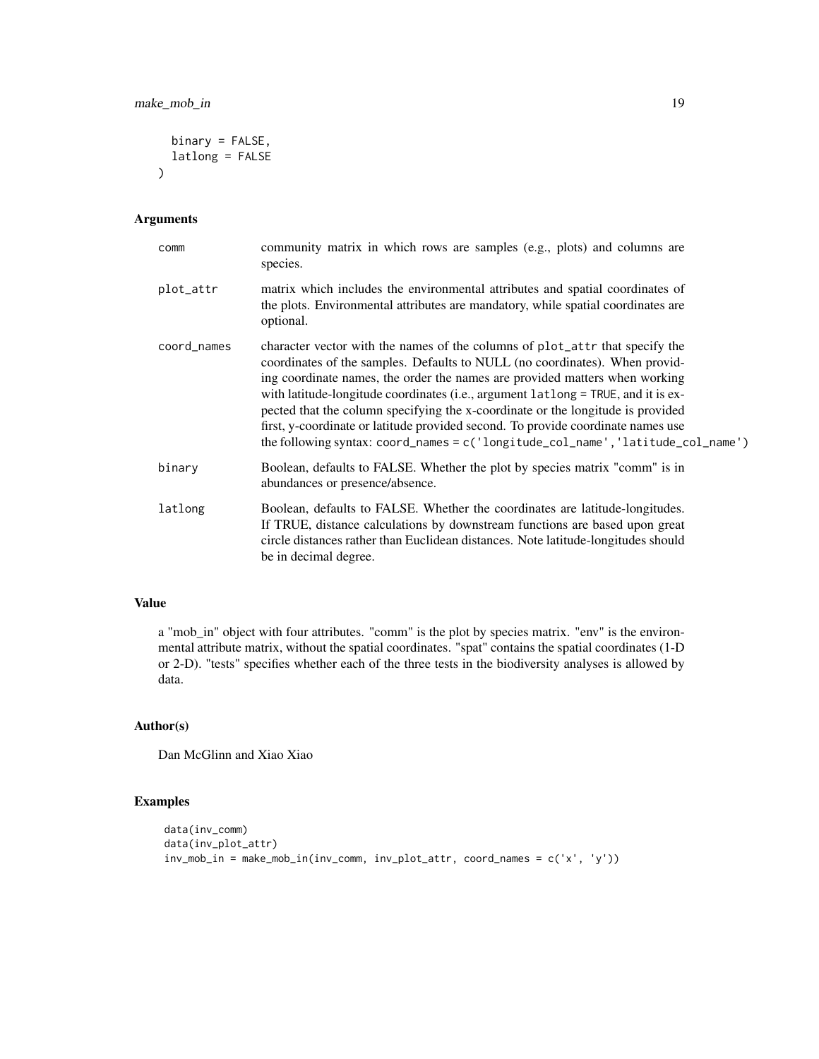```
  binary = FALSE,
  latlong = FALSE
)
```

### Arguments

| | |
|---|---|
| comm | community matrix in which rows are samples (e.g., plots) and columns are species. |
| plot_attr | matrix which includes the environmental attributes and spatial coordinates of the plots. Environmental attributes are mandatory, while spatial coordinates are optional. |
| coord_names | character vector with the names of the columns of plot_attr that specify the coordinates of the samples. Defaults to NULL (no coordinates). When providing coordinate names, the order the names are provided matters when working with latitude-longitude coordinates (i.e., argument latlong = TRUE, and it is expected that the column specifying the x-coordinate or the longitude is provided first, y-coordinate or latitude provided second. To provide coordinate names use the following syntax: coord_names = c('longitude_col_name','latitude_col_name') |
| binary | Boolean, defaults to FALSE. Whether the plot by species matrix "comm" is in abundances or presence/absence. |
| latlong | Boolean, defaults to FALSE. Whether the coordinates are latitude-longitudes. If TRUE, distance calculations by downstream functions are based upon great circle distances rather than Euclidean distances. Note latitude-longitudes should be in decimal degree. |

### Value

a "mob_in" object with four attributes. "comm" is the plot by species matrix. "env" is the environmental attribute matrix, without the spatial coordinates. "spat" contains the spatial coordinates (1-D or 2-D). "tests" specifies whether each of the three tests in the biodiversity analyses is allowed by data.

### Author(s)

Dan McGlinn and Xiao Xiao

### Examples

```
data(inv_comm)
data(inv_plot_attr)
inv_mob_in = make_mob_in(inv_comm, inv_plot_attr, coord_names = c('x', 'y'))
```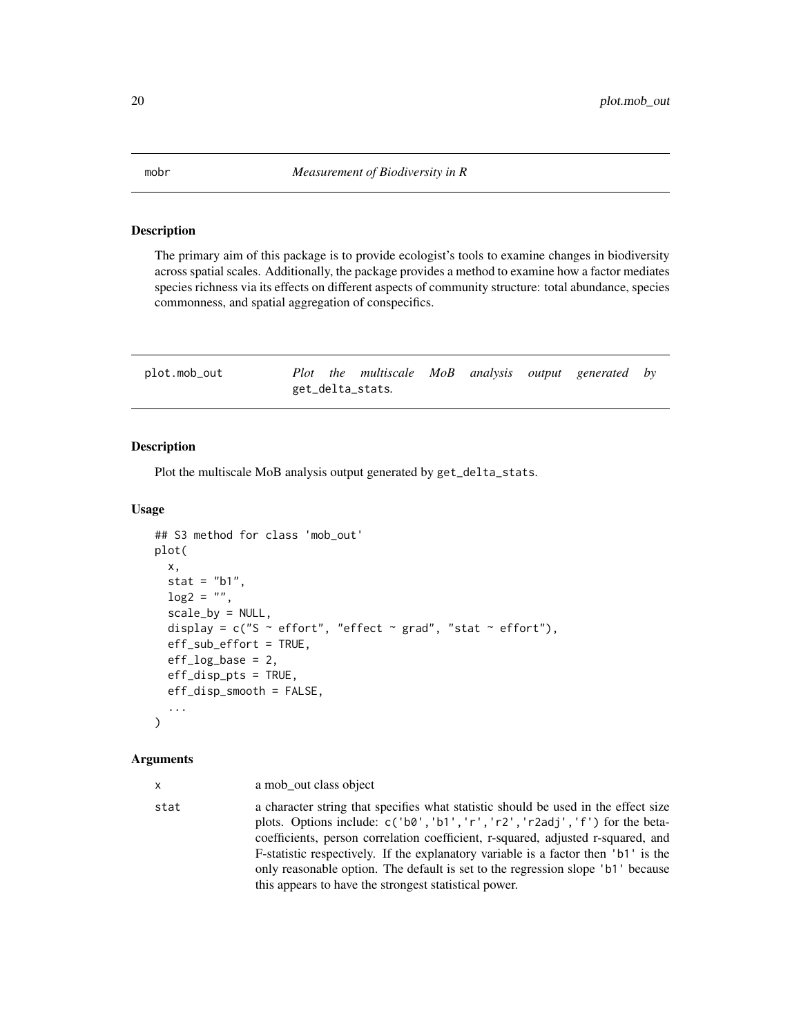## mobr — *Measurement of Biodiversity in R*

### Description

The primary aim of this package is to provide ecologist's tools to examine changes in biodiversity across spatial scales. Additionally, the package provides a method to examine how a factor mediates species richness via its effects on different aspects of community structure: total abundance, species commonness, and spatial aggregation of conspecifics.

## plot.mob_out — *Plot the multiscale MoB analysis output generated by* get_delta_stats.

### Description

Plot the multiscale MoB analysis output generated by get_delta_stats.

### Usage

```
## S3 method for class 'mob_out'
plot(
  x,
  stat = "b1",
  log2 = "",
  scale_by = NULL,
  display = c("S ~ effort", "effect ~ grad", "stat ~ effort"),
  eff_sub_effort = TRUE,
  eff_log_base = 2,
  eff_disp_pts = TRUE,
  eff_disp_smooth = FALSE,
  ...
)
```

### Arguments

x
: a mob_out class object

stat
: a character string that specifies what statistic should be used in the effect size plots. Options include: c('b0','b1','r','r2','r2adj','f') for the beta-coefficients, person correlation coefficient, r-squared, adjusted r-squared, and F-statistic respectively. If the explanatory variable is a factor then 'b1' is the only reasonable option. The default is set to the regression slope 'b1' because this appears to have the strongest statistical power.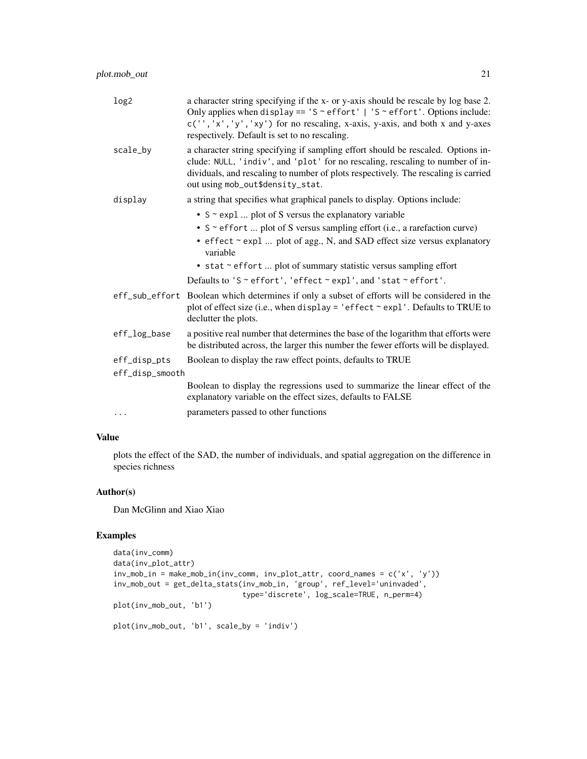| | |
|---|---|
| log2 | a character string specifying if the x- or y-axis should be rescale by log base 2. Only applies when `display == 'S ~ effort' \| 'S ~ effort'`. Options include: `c('','x','y','xy')` for no rescaling, x-axis, y-axis, and both x and y-axes respectively. Default is set to no rescaling. |
| scale_by | a character string specifying if sampling effort should be rescaled. Options include: `NULL`, `'indiv'`, and `'plot'` for no rescaling, rescaling to number of individuals, and rescaling to number of plots respectively. The rescaling is carried out using `mob_out$density_stat`. |
| display | a string that specifies what graphical panels to display. Options include: <br>• `S ~ expl` ... plot of S versus the explanatory variable <br>• `S ~ effort` ... plot of S versus sampling effort (i.e., a rarefaction curve) <br>• `effect ~ expl` ... plot of agg., N, and SAD effect size versus explanatory variable <br>• `stat ~ effort` ... plot of summary statistic versus sampling effort <br>Defaults to `'S ~ effort'`, `'effect ~ expl'`, and `'stat ~ effort'`. |
| eff_sub_effort | Boolean which determines if only a subset of efforts will be considered in the plot of effect size (i.e., when `display = 'effect ~ expl'`. Defaults to TRUE to declutter the plots. |
| eff_log_base | a positive real number that determines the base of the logarithm that efforts were be distributed across, the larger this number the fewer efforts will be displayed. |
| eff_disp_pts | Boolean to display the raw effect points, defaults to TRUE |
| eff_disp_smooth | Boolean to display the regressions used to summarize the linear effect of the explanatory variable on the effect sizes, defaults to FALSE |
| ... | parameters passed to other functions |

## Value

plots the effect of the SAD, the number of individuals, and spatial aggregation on the difference in species richness

## Author(s)

Dan McGlinn and Xiao Xiao

## Examples

```
data(inv_comm)
data(inv_plot_attr)
inv_mob_in = make_mob_in(inv_comm, inv_plot_attr, coord_names = c('x', 'y'))
inv_mob_out = get_delta_stats(inv_mob_in, 'group', ref_level='uninvaded',
                              type='discrete', log_scale=TRUE, n_perm=4)
plot(inv_mob_out, 'b1')

plot(inv_mob_out, 'b1', scale_by = 'indiv')
```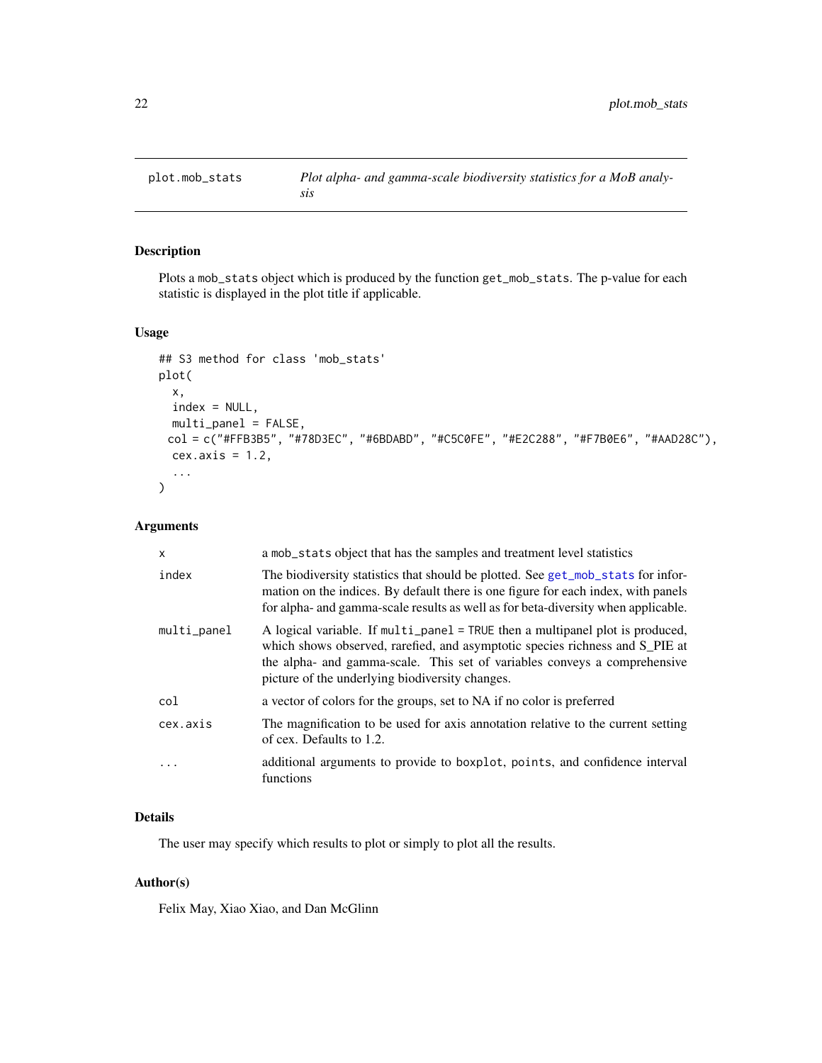## plot.mob_stats — *Plot alpha- and gamma-scale biodiversity statistics for a MoB analysis*

### Description

Plots a `mob_stats` object which is produced by the function `get_mob_stats`. The p-value for each statistic is displayed in the plot title if applicable.

### Usage

```
## S3 method for class 'mob_stats'
plot(
  x,
  index = NULL,
  multi_panel = FALSE,
  col = c("#FFB3B5", "#78D3EC", "#6BDABD", "#C5C0FE", "#E2C288", "#F7B0E6", "#AAD28C"),
  cex.axis = 1.2,
  ...
)
```

### Arguments

| | |
|---|---|
| `x` | a `mob_stats` object that has the samples and treatment level statistics |
| `index` | The biodiversity statistics that should be plotted. See `get_mob_stats` for information on the indices. By default there is one figure for each index, with panels for alpha- and gamma-scale results as well as for beta-diversity when applicable. |
| `multi_panel` | A logical variable. If `multi_panel = TRUE` then a multipanel plot is produced, which shows observed, rarefied, and asymptotic species richness and S_PIE at the alpha- and gamma-scale. This set of variables conveys a comprehensive picture of the underlying biodiversity changes. |
| `col` | a vector of colors for the groups, set to NA if no color is preferred |
| `cex.axis` | The magnification to be used for axis annotation relative to the current setting of cex. Defaults to 1.2. |
| `...` | additional arguments to provide to `boxplot`, `points`, and confidence interval functions |

### Details

The user may specify which results to plot or simply to plot all the results.

### Author(s)

Felix May, Xiao Xiao, and Dan McGlinn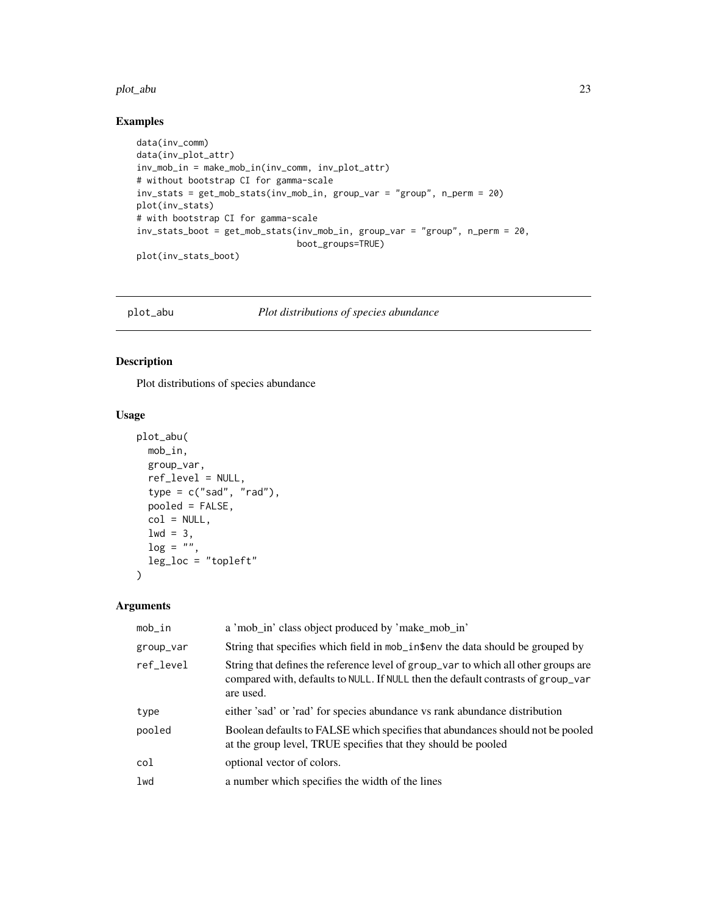## Examples

```
data(inv_comm)
data(inv_plot_attr)
inv_mob_in = make_mob_in(inv_comm, inv_plot_attr)
# without bootstrap CI for gamma-scale
inv_stats = get_mob_stats(inv_mob_in, group_var = "group", n_perm = 20)
plot(inv_stats)
# with bootstrap CI for gamma-scale
inv_stats_boot = get_mob_stats(inv_mob_in, group_var = "group", n_perm = 20,
                               boot_groups=TRUE)
plot(inv_stats_boot)
```

---

# plot_abu — *Plot distributions of species abundance*

## Description

Plot distributions of species abundance

## Usage

```
plot_abu(
  mob_in,
  group_var,
  ref_level = NULL,
  type = c("sad", "rad"),
  pooled = FALSE,
  col = NULL,
  lwd = 3,
  log = "",
  leg_loc = "topleft"
)
```

## Arguments

| | |
|---|---|
| mob_in | a 'mob_in' class object produced by 'make_mob_in' |
| group_var | String that specifies which field in mob_in$env the data should be grouped by |
| ref_level | String that defines the reference level of group_var to which all other groups are compared with, defaults to NULL. If NULL then the default contrasts of group_var are used. |
| type | either 'sad' or 'rad' for species abundance vs rank abundance distribution |
| pooled | Boolean defaults to FALSE which specifies that abundances should not be pooled at the group level, TRUE specifies that they should be pooled |
| col | optional vector of colors. |
| lwd | a number which specifies the width of the lines |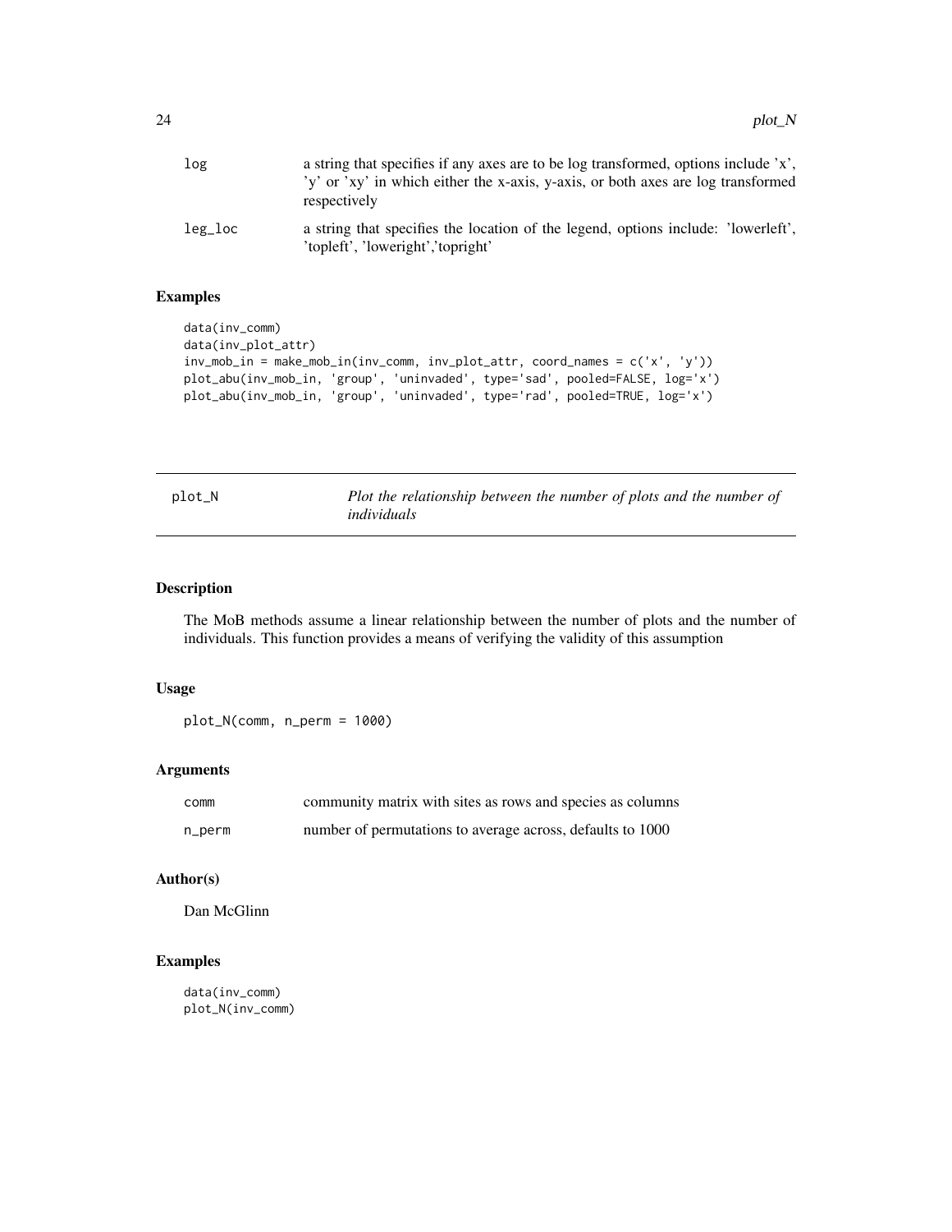| | |
|---|---|
| log | a string that specifies if any axes are to be log transformed, options include 'x', 'y' or 'xy' in which either the x-axis, y-axis, or both axes are log transformed respectively |
| leg_loc | a string that specifies the location of the legend, options include: 'lowerleft', 'topleft', 'loweright','topright' |

### Examples

```
data(inv_comm)
data(inv_plot_attr)
inv_mob_in = make_mob_in(inv_comm, inv_plot_attr, coord_names = c('x', 'y'))
plot_abu(inv_mob_in, 'group', 'uninvaded', type='sad', pooled=FALSE, log='x')
plot_abu(inv_mob_in, 'group', 'uninvaded', type='rad', pooled=TRUE, log='x')
```

---

## plot_N — *Plot the relationship between the number of plots and the number of individuals*

---

### Description

The MoB methods assume a linear relationship between the number of plots and the number of individuals. This function provides a means of verifying the validity of this assumption

### Usage

```
plot_N(comm, n_perm = 1000)
```

### Arguments

| | |
|---|---|
| comm | community matrix with sites as rows and species as columns |
| n_perm | number of permutations to average across, defaults to 1000 |

### Author(s)

Dan McGlinn

### Examples

```
data(inv_comm)
plot_N(inv_comm)
```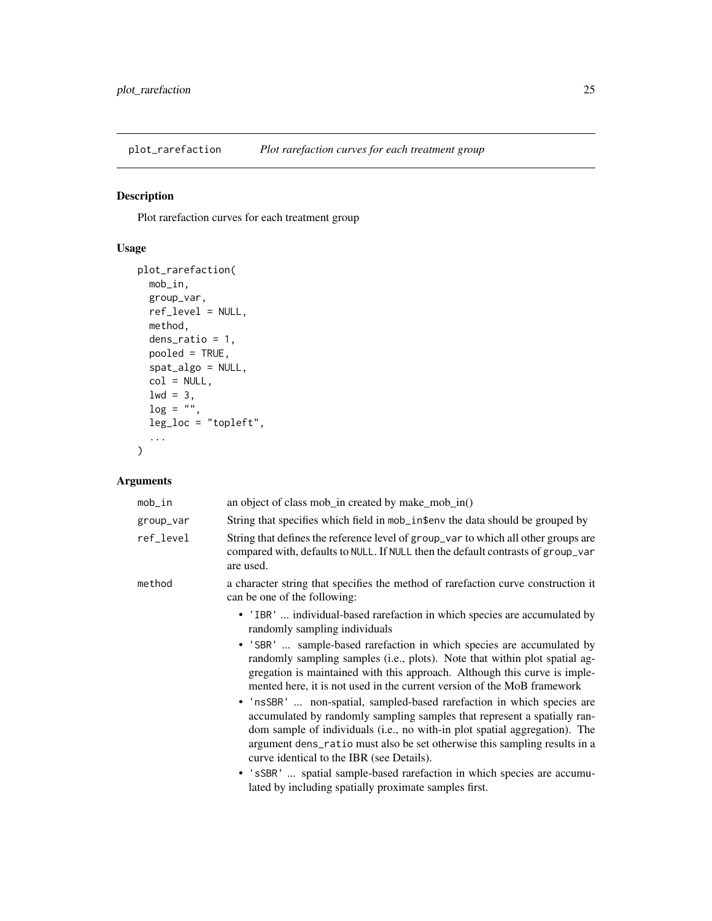## plot_rarefaction *Plot rarefaction curves for each treatment group*

### Description

Plot rarefaction curves for each treatment group

### Usage

```
plot_rarefaction(
  mob_in,
  group_var,
  ref_level = NULL,
  method,
  dens_ratio = 1,
  pooled = TRUE,
  spat_algo = NULL,
  col = NULL,
  lwd = 3,
  log = "",
  leg_loc = "topleft",
  ...
)
```

### Arguments

| | |
|---|---|
| mob_in | an object of class mob_in created by make_mob_in() |
| group_var | String that specifies which field in mob_in$env the data should be grouped by |
| ref_level | String that defines the reference level of group_var to which all other groups are compared with, defaults to NULL. If NULL then the default contrasts of group_var are used. |
| method | a character string that specifies the method of rarefaction curve construction it can be one of the following: |

- 'IBR' ... individual-based rarefaction in which species are accumulated by randomly sampling individuals
- 'SBR' ... sample-based rarefaction in which species are accumulated by randomly sampling samples (i.e., plots). Note that within plot spatial aggregation is maintained with this approach. Although this curve is implemented here, it is not used in the current version of the MoB framework
- 'nsSBR' ... non-spatial, sampled-based rarefaction in which species are accumulated by randomly sampling samples that represent a spatially random sample of individuals (i.e., no with-in plot spatial aggregation). The argument dens_ratio must also be set otherwise this sampling results in a curve identical to the IBR (see Details).
- 'sSBR' ... spatial sample-based rarefaction in which species are accumulated by including spatially proximate samples first.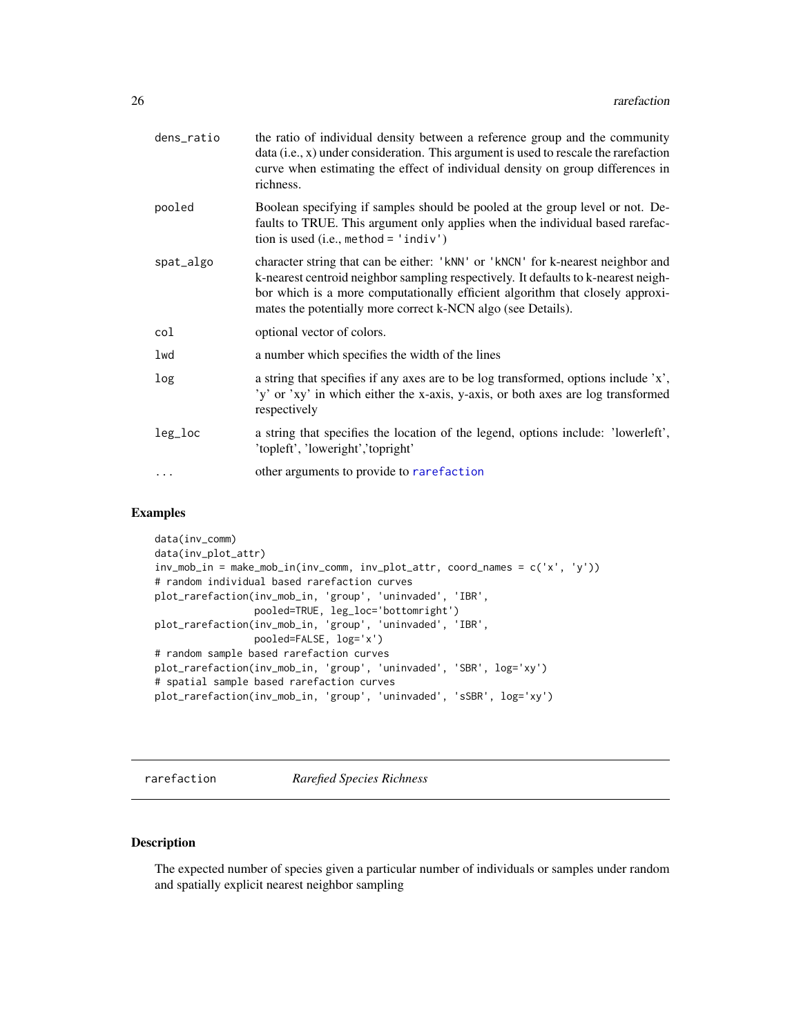| | |
|---|---|
| dens_ratio | the ratio of individual density between a reference group and the community data (i.e., x) under consideration. This argument is used to rescale the rarefaction curve when estimating the effect of individual density on group differences in richness. |
| pooled | Boolean specifying if samples should be pooled at the group level or not. Defaults to TRUE. This argument only applies when the individual based rarefaction is used (i.e., `method = 'indiv'`) |
| spat_algo | character string that can be either: `'kNN'` or `'kNCN'` for k-nearest neighbor and k-nearest centroid neighbor sampling respectively. It defaults to k-nearest neighbor which is a more computationally efficient algorithm that closely approximates the potentially more correct k-NCN algo (see Details). |
| col | optional vector of colors. |
| lwd | a number which specifies the width of the lines |
| log | a string that specifies if any axes are to be log transformed, options include 'x', 'y' or 'xy' in which either the x-axis, y-axis, or both axes are log transformed respectively |
| leg_loc | a string that specifies the location of the legend, options include: 'lowerleft', 'topleft', 'loweright','topright' |
| ... | other arguments to provide to rarefaction |

## Examples

```
data(inv_comm)
data(inv_plot_attr)
inv_mob_in = make_mob_in(inv_comm, inv_plot_attr, coord_names = c('x', 'y'))
# random individual based rarefaction curves
plot_rarefaction(inv_mob_in, 'group', 'uninvaded', 'IBR',
                 pooled=TRUE, leg_loc='bottomright')
plot_rarefaction(inv_mob_in, 'group', 'uninvaded', 'IBR',
                 pooled=FALSE, log='x')
# random sample based rarefaction curves
plot_rarefaction(inv_mob_in, 'group', 'uninvaded', 'SBR', log='xy')
# spatial sample based rarefaction curves
plot_rarefaction(inv_mob_in, 'group', 'uninvaded', 'sSBR', log='xy')
```

---

# rarefaction    *Rarefied Species Richness*

## Description

The expected number of species given a particular number of individuals or samples under random and spatially explicit nearest neighbor sampling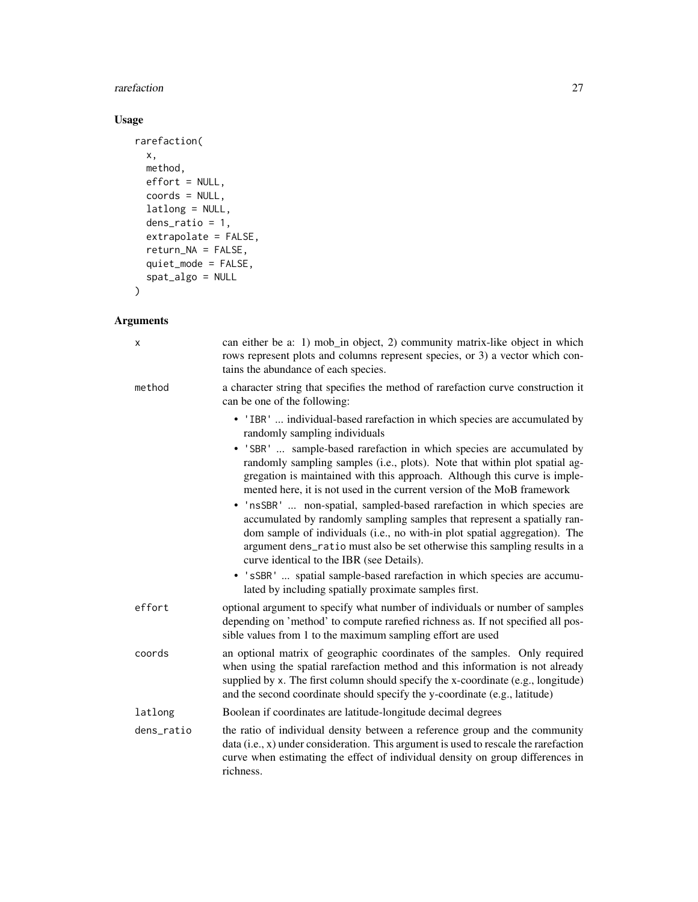### Usage

```
rarefaction(
  x,
  method,
  effort = NULL,
  coords = NULL,
  latlong = NULL,
  dens_ratio = 1,
  extrapolate = FALSE,
  return_NA = FALSE,
  quiet_mode = FALSE,
  spat_algo = NULL
)
```

### Arguments

| | |
|---|---|
| x | can either be a: 1) mob_in object, 2) community matrix-like object in which rows represent plots and columns represent species, or 3) a vector which contains the abundance of each species. |
| method | a character string that specifies the method of rarefaction curve construction it can be one of the following: <br>• 'IBR' ... individual-based rarefaction in which species are accumulated by randomly sampling individuals <br>• 'SBR' ... sample-based rarefaction in which species are accumulated by randomly sampling samples (i.e., plots). Note that within plot spatial aggregation is maintained with this approach. Although this curve is implemented here, it is not used in the current version of the MoB framework <br>• 'nsSBR' ... non-spatial, sampled-based rarefaction in which species are accumulated by randomly sampling samples that represent a spatially random sample of individuals (i.e., no with-in plot spatial aggregation). The argument dens_ratio must also be set otherwise this sampling results in a curve identical to the IBR (see Details). <br>• 'sSBR' ... spatial sample-based rarefaction in which species are accumulated by including spatially proximate samples first. |
| effort | optional argument to specify what number of individuals or number of samples depending on 'method' to compute rarefied richness as. If not specified all possible values from 1 to the maximum sampling effort are used |
| coords | an optional matrix of geographic coordinates of the samples. Only required when using the spatial rarefaction method and this information is not already supplied by x. The first column should specify the x-coordinate (e.g., longitude) and the second coordinate should specify the y-coordinate (e.g., latitude) |
| latlong | Boolean if coordinates are latitude-longitude decimal degrees |
| dens_ratio | the ratio of individual density between a reference group and the community data (i.e., x) under consideration. This argument is used to rescale the rarefaction curve when estimating the effect of individual density on group differences in richness. |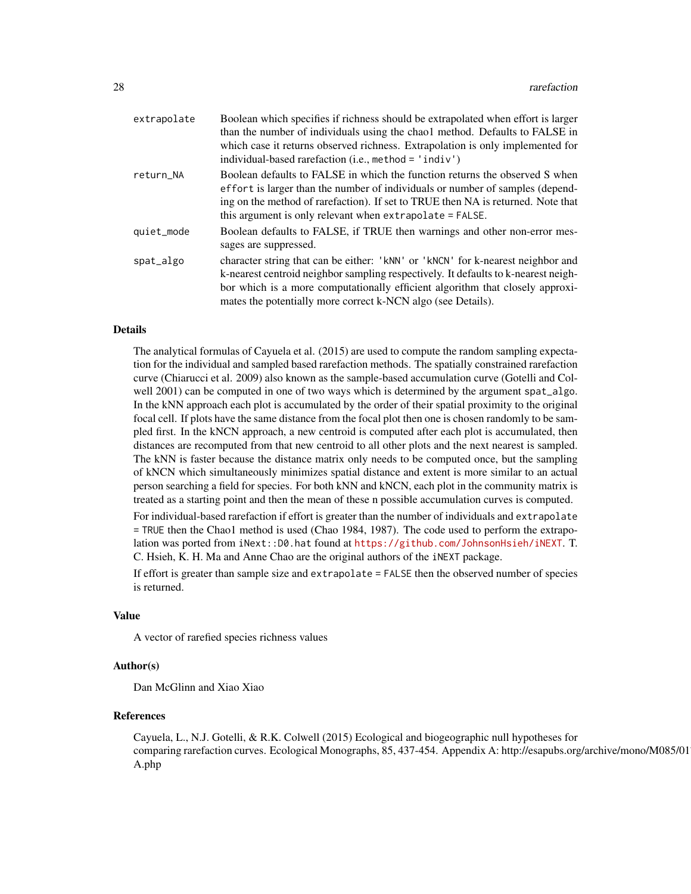| | |
|---|---|
| extrapolate | Boolean which specifies if richness should be extrapolated when effort is larger than the number of individuals using the chao1 method. Defaults to FALSE in which case it returns observed richness. Extrapolation is only implemented for individual-based rarefaction (i.e., `method = 'indiv'`) |
| return_NA | Boolean defaults to FALSE in which the function returns the observed S when `effort` is larger than the number of individuals or number of samples (depending on the method of rarefaction). If set to TRUE then NA is returned. Note that this argument is only relevant when `extrapolate = FALSE`. |
| quiet_mode | Boolean defaults to FALSE, if TRUE then warnings and other non-error messages are suppressed. |
| spat_algo | character string that can be either: `'kNN'` or `'kNCN'` for k-nearest neighbor and k-nearest centroid neighbor sampling respectively. It defaults to k-nearest neighbor which is a more computationally efficient algorithm that closely approximates the potentially more correct k-NCN algo (see Details). |

## Details

The analytical formulas of Cayuela et al. (2015) are used to compute the random sampling expectation for the individual and sampled based rarefaction methods. The spatially constrained rarefaction curve (Chiarucci et al. 2009) also known as the sample-based accumulation curve (Gotelli and Colwell 2001) can be computed in one of two ways which is determined by the argument `spat_algo`. In the kNN approach each plot is accumulated by the order of their spatial proximity to the original focal cell. If plots have the same distance from the focal plot then one is chosen randomly to be sampled first. In the kNCN approach, a new centroid is computed after each plot is accumulated, then distances are recomputed from that new centroid to all other plots and the next nearest is sampled. The kNN is faster because the distance matrix only needs to be computed once, but the sampling of kNCN which simultaneously minimizes spatial distance and extent is more similar to an actual person searching a field for species. For both kNN and kNCN, each plot in the community matrix is treated as a starting point and then the mean of these n possible accumulation curves is computed.

For individual-based rarefaction if effort is greater than the number of individuals and `extrapolate = TRUE` then the Chao1 method is used (Chao 1984, 1987). The code used to perform the extrapolation was ported from `iNext::D0.hat` found at https://github.com/JohnsonHsieh/iNEXT. T. C. Hsieh, K. H. Ma and Anne Chao are the original authors of the `iNEXT` package.

If effort is greater than sample size and `extrapolate = FALSE` then the observed number of species is returned.

## Value

A vector of rarefied species richness values

## Author(s)

Dan McGlinn and Xiao Xiao

## References

Cayuela, L., N.J. Gotelli, & R.K. Colwell (2015) Ecological and biogeographic null hypotheses for comparing rarefaction curves. Ecological Monographs, 85, 437-454. Appendix A: http://esapubs.org/archive/mono/M085/01 A.php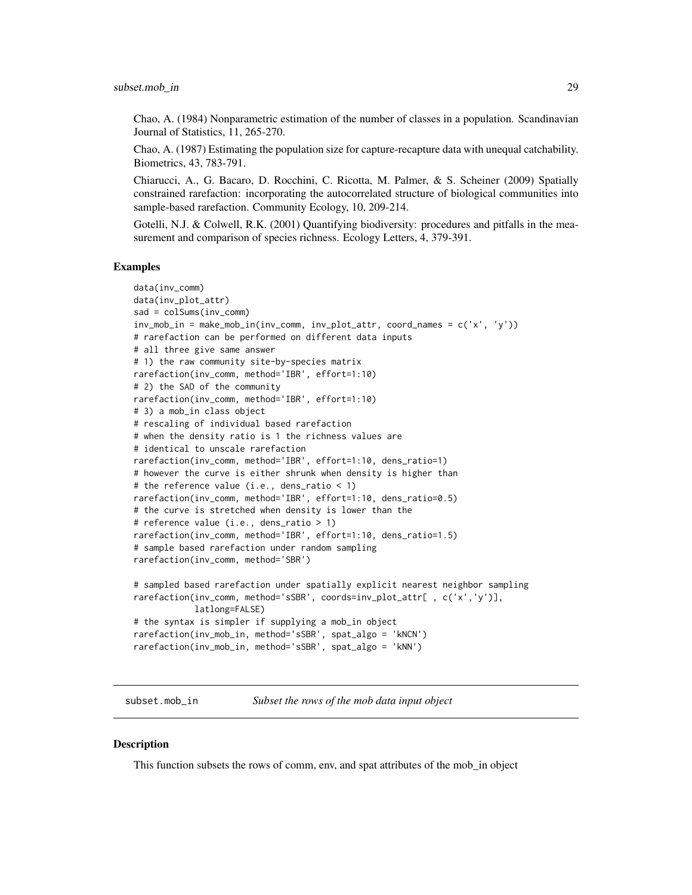Chao, A. (1984) Nonparametric estimation of the number of classes in a population. Scandinavian Journal of Statistics, 11, 265-270.

Chao, A. (1987) Estimating the population size for capture-recapture data with unequal catchability. Biometrics, 43, 783-791.

Chiarucci, A., G. Bacaro, D. Rocchini, C. Ricotta, M. Palmer, & S. Scheiner (2009) Spatially constrained rarefaction: incorporating the autocorrelated structure of biological communities into sample-based rarefaction. Community Ecology, 10, 209-214.

Gotelli, N.J. & Colwell, R.K. (2001) Quantifying biodiversity: procedures and pitfalls in the measurement and comparison of species richness. Ecology Letters, 4, 379-391.

## Examples

```
data(inv_comm)
data(inv_plot_attr)
sad = colSums(inv_comm)
inv_mob_in = make_mob_in(inv_comm, inv_plot_attr, coord_names = c('x', 'y'))
# rarefaction can be performed on different data inputs
# all three give same answer
# 1) the raw community site-by-species matrix
rarefaction(inv_comm, method='IBR', effort=1:10)
# 2) the SAD of the community
rarefaction(inv_comm, method='IBR', effort=1:10)
# 3) a mob_in class object
# rescaling of individual based rarefaction
# when the density ratio is 1 the richness values are
# identical to unscale rarefaction
rarefaction(inv_comm, method='IBR', effort=1:10, dens_ratio=1)
# however the curve is either shrunk when density is higher than
# the reference value (i.e., dens_ratio < 1)
rarefaction(inv_comm, method='IBR', effort=1:10, dens_ratio=0.5)
# the curve is stretched when density is lower than the
# reference value (i.e., dens_ratio > 1)
rarefaction(inv_comm, method='IBR', effort=1:10, dens_ratio=1.5)
# sample based rarefaction under random sampling
rarefaction(inv_comm, method='SBR')

# sampled based rarefaction under spatially explicit nearest neighbor sampling
rarefaction(inv_comm, method='sSBR', coords=inv_plot_attr[ , c('x','y')],
            latlong=FALSE)
# the syntax is simpler if supplying a mob_in object
rarefaction(inv_mob_in, method='sSBR', spat_algo = 'kNCN')
rarefaction(inv_mob_in, method='sSBR', spat_algo = 'kNN')
```

---

# subset.mob_in — *Subset the rows of the mob data input object*

## Description

This function subsets the rows of comm, env, and spat attributes of the mob_in object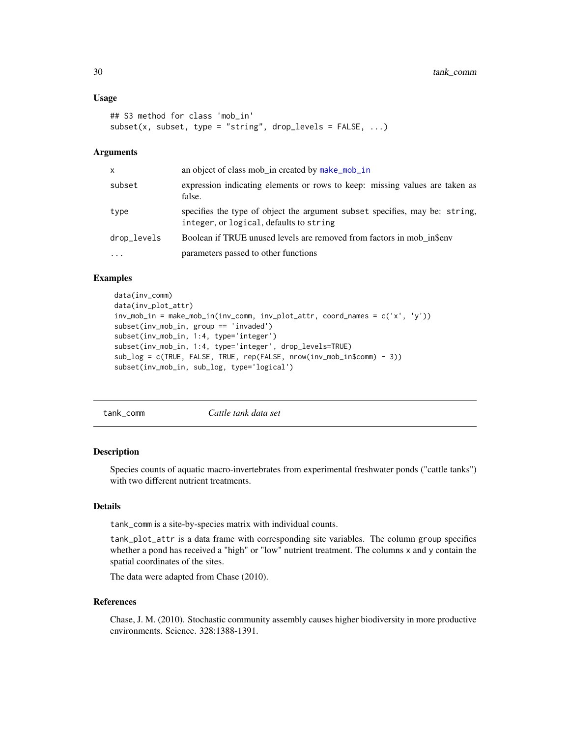### Usage

```
## S3 method for class 'mob_in'
subset(x, subset, type = "string", drop_levels = FALSE, ...)
```

### Arguments

| | |
|---|---|
| x | an object of class mob_in created by make_mob_in |
| subset | expression indicating elements or rows to keep: missing values are taken as false. |
| type | specifies the type of object the argument subset specifies, may be: string, integer, or logical, defaults to string |
| drop_levels | Boolean if TRUE unused levels are removed from factors in mob_in$env |
| ... | parameters passed to other functions |

### Examples

```
data(inv_comm)
data(inv_plot_attr)
inv_mob_in = make_mob_in(inv_comm, inv_plot_attr, coord_names = c('x', 'y'))
subset(inv_mob_in, group == 'invaded')
subset(inv_mob_in, 1:4, type='integer')
subset(inv_mob_in, 1:4, type='integer', drop_levels=TRUE)
sub_log = c(TRUE, FALSE, TRUE, rep(FALSE, nrow(inv_mob_in$comm) - 3))
subset(inv_mob_in, sub_log, type='logical')
```

---

## tank_comm *Cattle tank data set*

### Description

Species counts of aquatic macro-invertebrates from experimental freshwater ponds ("cattle tanks") with two different nutrient treatments.

### Details

tank_comm is a site-by-species matrix with individual counts.

tank_plot_attr is a data frame with corresponding site variables. The column group specifies whether a pond has received a "high" or "low" nutrient treatment. The columns x and y contain the spatial coordinates of the sites.

The data were adapted from Chase (2010).

### References

Chase, J. M. (2010). Stochastic community assembly causes higher biodiversity in more productive environments. Science. 328:1388-1391.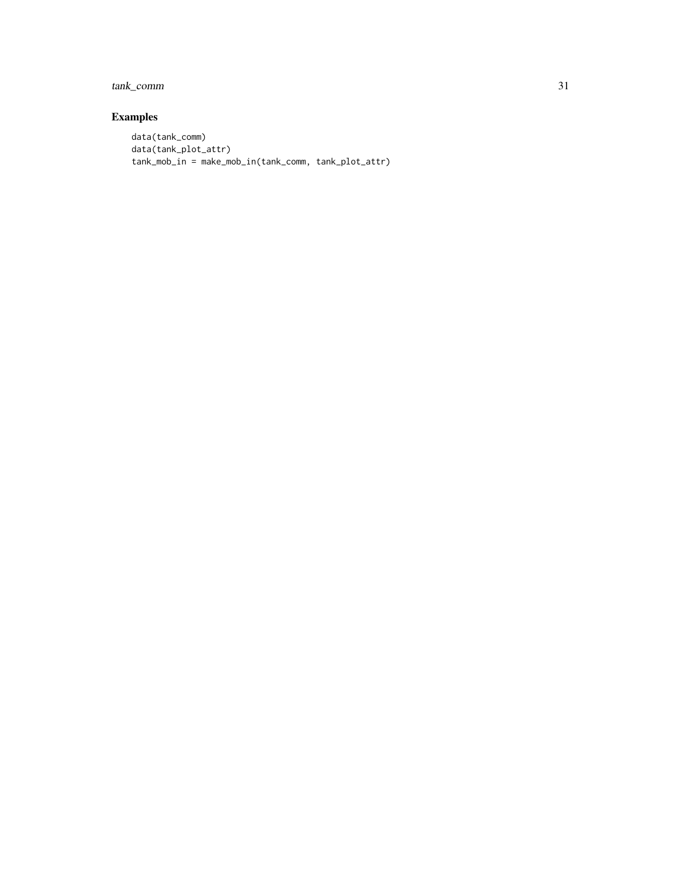## Examples

```
data(tank_comm)
data(tank_plot_attr)
tank_mob_in = make_mob_in(tank_comm, tank_plot_attr)
```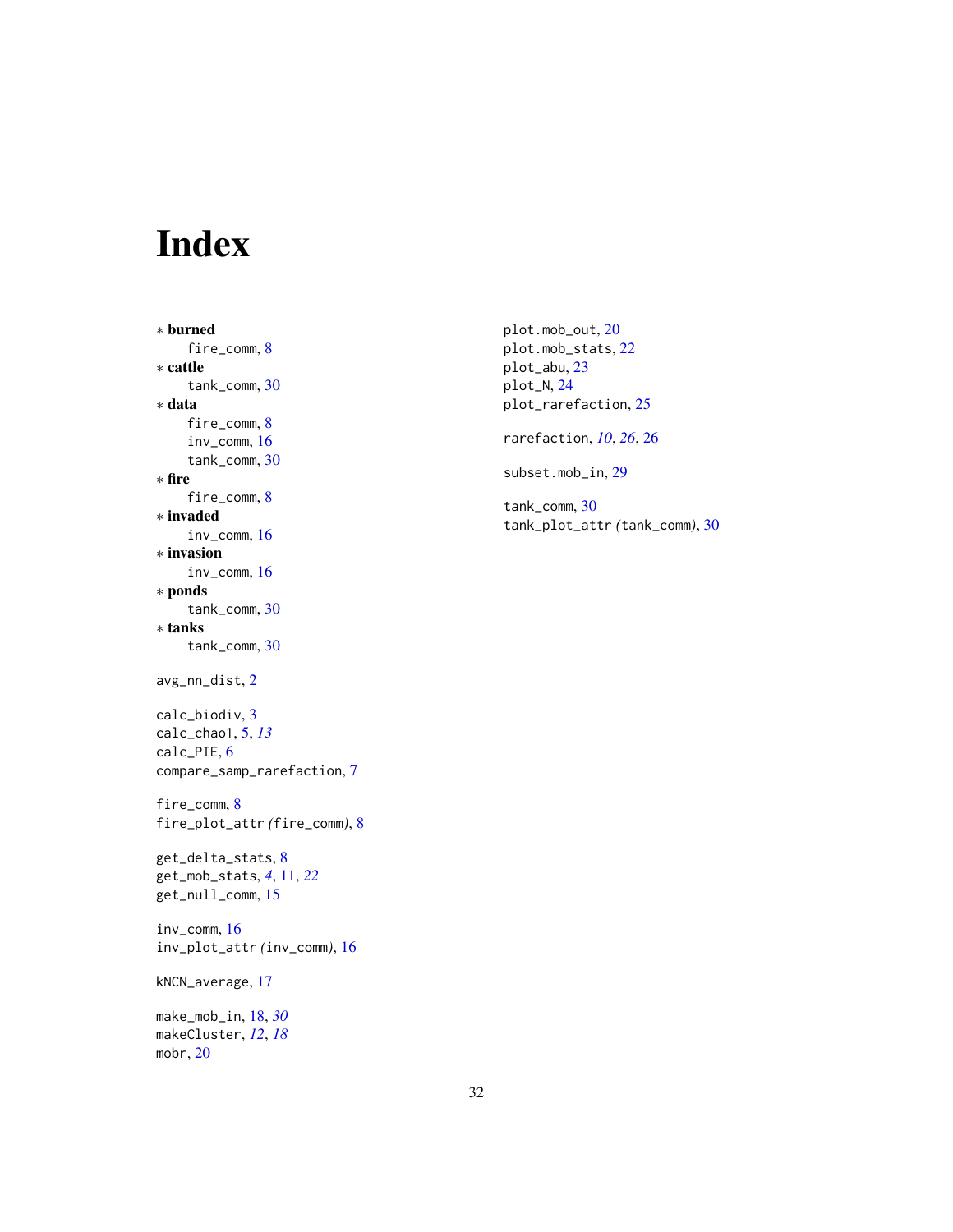# Index

∗ **burned**
    fire_comm, 8
∗ **cattle**
    tank_comm, 30
∗ **data**
    fire_comm, 8
    inv_comm, 16
    tank_comm, 30
∗ **fire**
    fire_comm, 8
∗ **invaded**
    inv_comm, 16
∗ **invasion**
    inv_comm, 16
∗ **ponds**
    tank_comm, 30
∗ **tanks**
    tank_comm, 30

avg_nn_dist, 2

calc_biodiv, 3
calc_chao1, 5, *13*
calc_PIE, 6
compare_samp_rarefaction, 7

fire_comm, 8
fire_plot_attr *(*fire_comm*)*, 8

get_delta_stats, 8
get_mob_stats, *4*, 11, *22*
get_null_comm, 15

inv_comm, 16
inv_plot_attr *(*inv_comm*)*, 16

kNCN_average, 17

make_mob_in, 18, *30*
makeCluster, *12*, *18*
mobr, 20

plot.mob_out, 20
plot.mob_stats, 22
plot_abu, 23
plot_N, 24
plot_rarefaction, 25

rarefaction, *10*, *26*, 26

subset.mob_in, 29

tank_comm, 30
tank_plot_attr *(*tank_comm*)*, 30